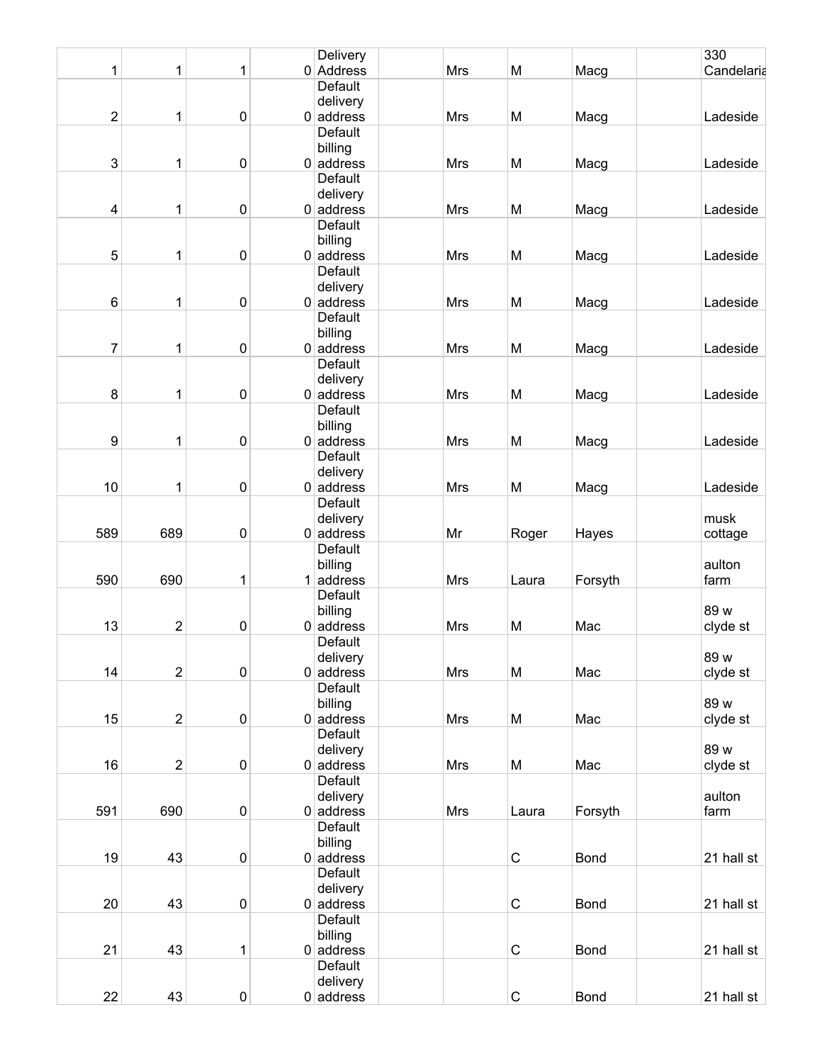| | | | | | | | | | | |
|---|---|---|---|---|---|---|---|---|---|---|
| 1 | 1 | 1 | 0 | Delivery Address | | Mrs | M | Macg | | 330 Candelaria |
| 2 | 1 | 0 | 0 | Default delivery address | | Mrs | M | Macg | | Ladeside |
| 3 | 1 | 0 | 0 | Default billing address | | Mrs | M | Macg | | Ladeside |
| 4 | 1 | 0 | 0 | Default delivery address | | Mrs | M | Macg | | Ladeside |
| 5 | 1 | 0 | 0 | Default billing address | | Mrs | M | Macg | | Ladeside |
| 6 | 1 | 0 | 0 | Default delivery address | | Mrs | M | Macg | | Ladeside |
| 7 | 1 | 0 | 0 | Default billing address | | Mrs | M | Macg | | Ladeside |
| 8 | 1 | 0 | 0 | Default delivery address | | Mrs | M | Macg | | Ladeside |
| 9 | 1 | 0 | 0 | Default billing address | | Mrs | M | Macg | | Ladeside |
| 10 | 1 | 0 | 0 | Default delivery address | | Mrs | M | Macg | | Ladeside |
| 589 | 689 | 0 | 0 | Default delivery address | | Mr | Roger | Hayes | | musk cottage |
| 590 | 690 | 1 | 1 | Default billing address | | Mrs | Laura | Forsyth | | aulton farm |
| 13 | 2 | 0 | 0 | Default billing address | | Mrs | M | Mac | | 89 w clyde st |
| 14 | 2 | 0 | 0 | Default delivery address | | Mrs | M | Mac | | 89 w clyde st |
| 15 | 2 | 0 | 0 | Default billing address | | Mrs | M | Mac | | 89 w clyde st |
| 16 | 2 | 0 | 0 | Default delivery address | | Mrs | M | Mac | | 89 w clyde st |
| 591 | 690 | 0 | 0 | Default delivery address | | Mrs | Laura | Forsyth | | aulton farm |
| 19 | 43 | 0 | 0 | Default billing address | | | C | Bond | | 21 hall st |
| 20 | 43 | 0 | 0 | Default delivery address | | | C | Bond | | 21 hall st |
| 21 | 43 | 1 | 0 | Default billing address | | | C | Bond | | 21 hall st |
| 22 | 43 | 0 | 0 | Default delivery address | | | C | Bond | | 21 hall st |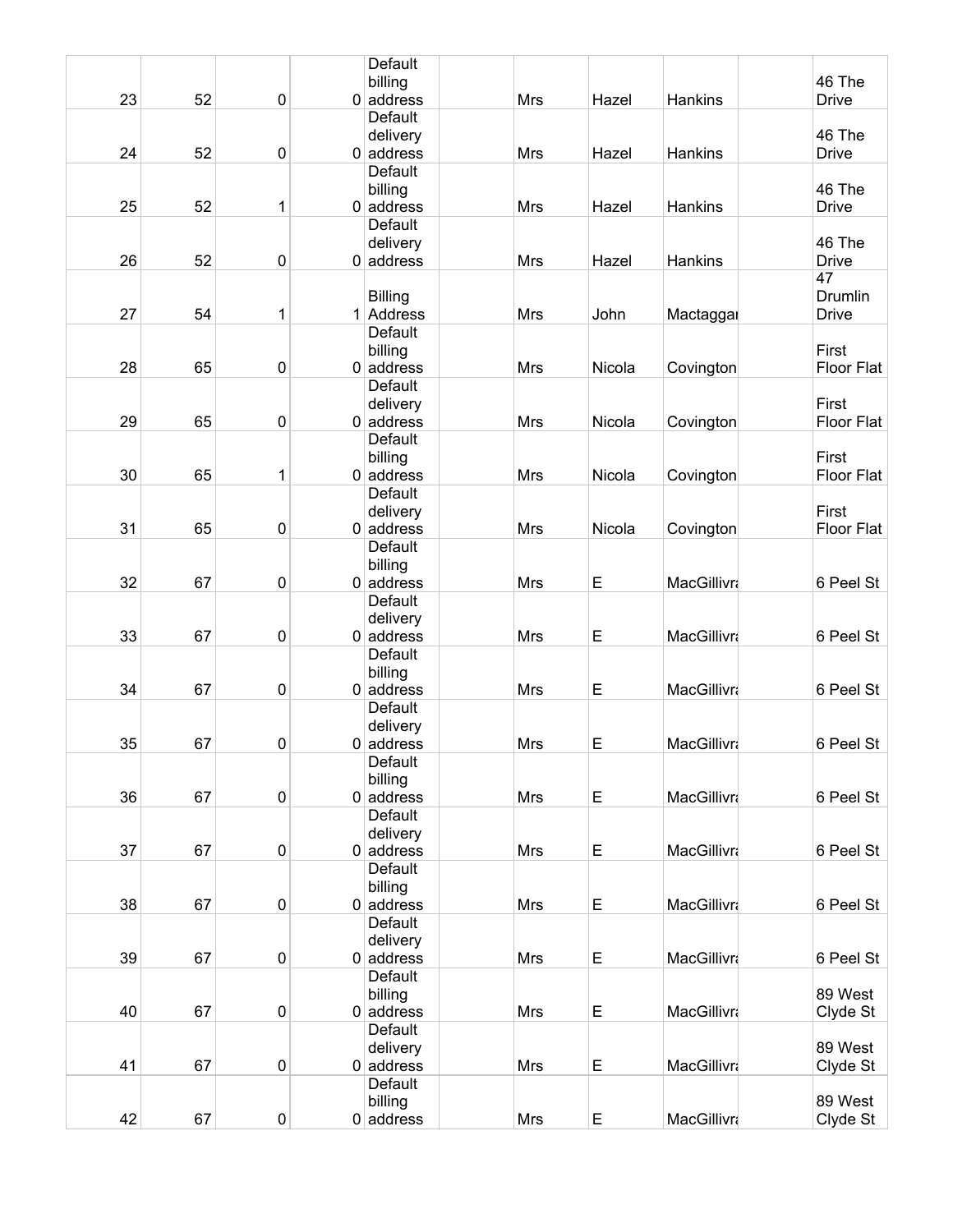| | | | | | | | | | | |
|---|---|---|---|---|---|---|---|---|---|---|
| 23 | 52 | 0 | 0 | Default billing address | | Mrs | Hazel | Hankins | | 46 The Drive |
| 24 | 52 | 0 | 0 | Default delivery address | | Mrs | Hazel | Hankins | | 46 The Drive |
| 25 | 52 | 1 | 0 | Default billing address | | Mrs | Hazel | Hankins | | 46 The Drive |
| 26 | 52 | 0 | 0 | Default delivery address | | Mrs | Hazel | Hankins | | 46 The Drive |
| 27 | 54 | 1 | 1 | Billing Address | | Mrs | John | Mactaggai | | 47 Drumlin Drive |
| 28 | 65 | 0 | 0 | Default billing address | | Mrs | Nicola | Covington | | First Floor Flat |
| 29 | 65 | 0 | 0 | Default delivery address | | Mrs | Nicola | Covington | | First Floor Flat |
| 30 | 65 | 1 | 0 | Default billing address | | Mrs | Nicola | Covington | | First Floor Flat |
| 31 | 65 | 0 | 0 | Default delivery address | | Mrs | Nicola | Covington | | First Floor Flat |
| 32 | 67 | 0 | 0 | Default billing address | | Mrs | E | MacGillivra | | 6 Peel St |
| 33 | 67 | 0 | 0 | Default delivery address | | Mrs | E | MacGillivra | | 6 Peel St |
| 34 | 67 | 0 | 0 | Default billing address | | Mrs | E | MacGillivra | | 6 Peel St |
| 35 | 67 | 0 | 0 | Default delivery address | | Mrs | E | MacGillivra | | 6 Peel St |
| 36 | 67 | 0 | 0 | Default billing address | | Mrs | E | MacGillivra | | 6 Peel St |
| 37 | 67 | 0 | 0 | Default delivery address | | Mrs | E | MacGillivra | | 6 Peel St |
| 38 | 67 | 0 | 0 | Default billing address | | Mrs | E | MacGillivra | | 6 Peel St |
| 39 | 67 | 0 | 0 | Default delivery address | | Mrs | E | MacGillivra | | 6 Peel St |
| 40 | 67 | 0 | 0 | Default billing address | | Mrs | E | MacGillivra | | 89 West Clyde St |
| 41 | 67 | 0 | 0 | Default delivery address | | Mrs | E | MacGillivra | | 89 West Clyde St |
| 42 | 67 | 0 | 0 | Default billing address | | Mrs | E | MacGillivra | | 89 West Clyde St |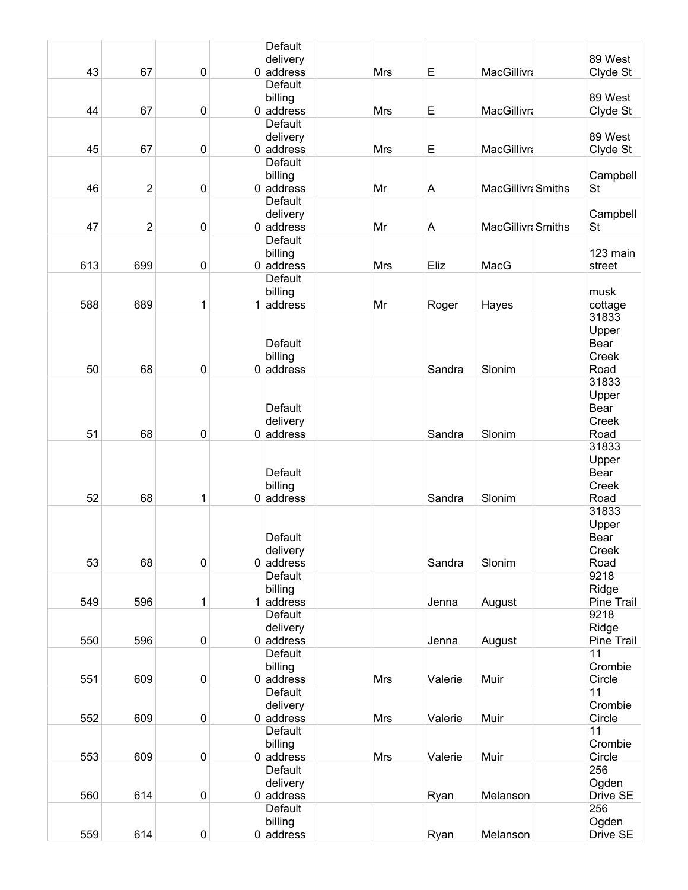|  |  |  |  |  |  |  |  |  |  |  |
|---|---|---|---|---|---|---|---|---|---|---|
| 43 | 67 | 0 | 0 | Default delivery address |  | Mrs | E | MacGillivra |  | 89 West Clyde St |
| 44 | 67 | 0 | 0 | Default billing address |  | Mrs | E | MacGillivra |  | 89 West Clyde St |
| 45 | 67 | 0 | 0 | Default delivery address |  | Mrs | E | MacGillivra |  | 89 West Clyde St |
| 46 | 2 | 0 | 0 | Default billing address |  | Mr | A | MacGillivra | Smiths | Campbell St |
| 47 | 2 | 0 | 0 | Default delivery address |  | Mr | A | MacGillivra | Smiths | Campbell St |
| 613 | 699 | 0 | 0 | Default billing address |  | Mrs | Eliz | MacG |  | 123 main street |
| 588 | 689 | 1 | 1 | Default billing address |  | Mr | Roger | Hayes |  | musk cottage |
| 50 | 68 | 0 | 0 | Default billing address |  |  | Sandra | Slonim |  | 31833 Upper Bear Creek Road |
| 51 | 68 | 0 | 0 | Default delivery address |  |  | Sandra | Slonim |  | 31833 Upper Bear Creek Road |
| 52 | 68 | 1 | 0 | Default billing address |  |  | Sandra | Slonim |  | 31833 Upper Bear Creek Road |
| 53 | 68 | 0 | 0 | Default delivery address |  |  | Sandra | Slonim |  | 31833 Upper Bear Creek Road |
| 549 | 596 | 1 | 1 | Default billing address |  |  | Jenna | August |  | 9218 Ridge Pine Trail |
| 550 | 596 | 0 | 0 | Default delivery address |  |  | Jenna | August |  | 9218 Ridge Pine Trail |
| 551 | 609 | 0 | 0 | Default billing address |  | Mrs | Valerie | Muir |  | 11 Crombie Circle |
| 552 | 609 | 0 | 0 | Default delivery address |  | Mrs | Valerie | Muir |  | 11 Crombie Circle |
| 553 | 609 | 0 | 0 | Default billing address |  | Mrs | Valerie | Muir |  | 11 Crombie Circle |
| 560 | 614 | 0 | 0 | Default delivery address |  |  | Ryan | Melanson |  | 256 Ogden Drive SE |
| 559 | 614 | 0 | 0 | Default billing address |  |  | Ryan | Melanson |  | 256 Ogden Drive SE |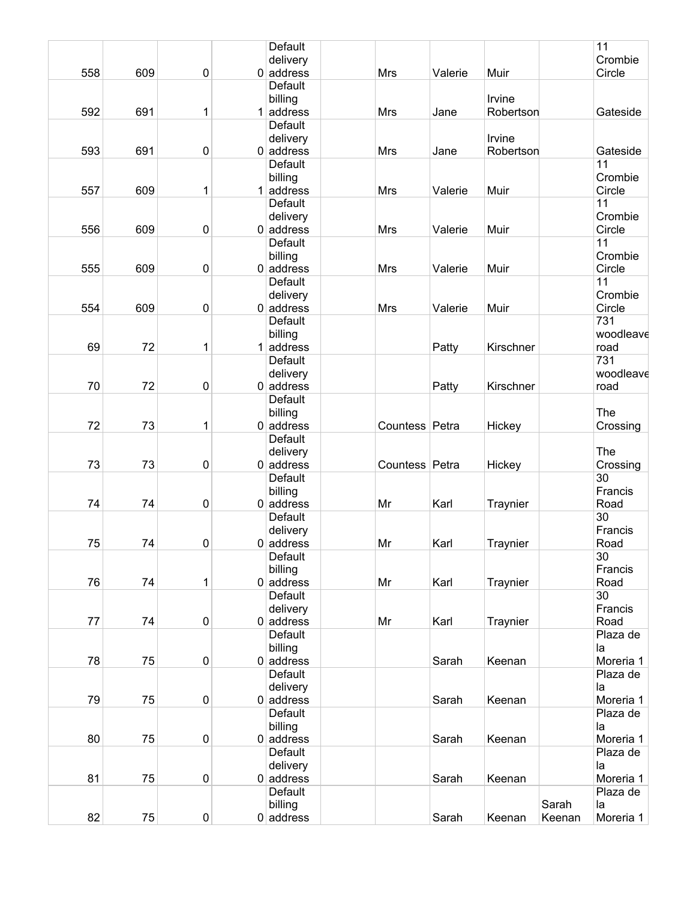| | | | | | | | | | | |
|---|---|---|---|---|---|---|---|---|---|---|
| 558 | 609 | 0 | 0 | Default delivery address | | Mrs | Valerie | Muir | | 11 Crombie Circle |
| 592 | 691 | 1 | 1 | Default billing address | | Mrs | Jane | Irvine Robertson | | Gateside |
| 593 | 691 | 0 | 0 | Default delivery address | | Mrs | Jane | Irvine Robertson | | Gateside |
| 557 | 609 | 1 | 1 | Default billing address | | Mrs | Valerie | Muir | | 11 Crombie Circle |
| 556 | 609 | 0 | 0 | Default delivery address | | Mrs | Valerie | Muir | | 11 Crombie Circle |
| 555 | 609 | 0 | 0 | Default billing address | | Mrs | Valerie | Muir | | 11 Crombie Circle |
| 554 | 609 | 0 | 0 | Default delivery address | | Mrs | Valerie | Muir | | 11 Crombie Circle |
| 69 | 72 | 1 | 1 | Default billing address | | | Patty | Kirschner | | 731 woodleave road |
| 70 | 72 | 0 | 0 | Default delivery address | | | Patty | Kirschner | | 731 woodleave road |
| 72 | 73 | 1 | 0 | Default billing address | | Countess | Petra | Hickey | | The Crossing |
| 73 | 73 | 0 | 0 | Default delivery address | | Countess | Petra | Hickey | | The Crossing |
| 74 | 74 | 0 | 0 | Default billing address | | Mr | Karl | Traynier | | 30 Francis Road |
| 75 | 74 | 0 | 0 | Default delivery address | | Mr | Karl | Traynier | | 30 Francis Road |
| 76 | 74 | 1 | 0 | Default billing address | | Mr | Karl | Traynier | | 30 Francis Road |
| 77 | 74 | 0 | 0 | Default delivery address | | Mr | Karl | Traynier | | 30 Francis Road |
| 78 | 75 | 0 | 0 | Default billing address | | | Sarah | Keenan | | Plaza de la Moreria 1 |
| 79 | 75 | 0 | 0 | Default delivery address | | | Sarah | Keenan | | Plaza de la Moreria 1 |
| 80 | 75 | 0 | 0 | Default billing address | | | Sarah | Keenan | | Plaza de la Moreria 1 |
| 81 | 75 | 0 | 0 | Default delivery address | | | Sarah | Keenan | | Plaza de la Moreria 1 |
| 82 | 75 | 0 | 0 | Default billing address | | | Sarah | Keenan | Sarah Keenan | Plaza de la Moreria 1 |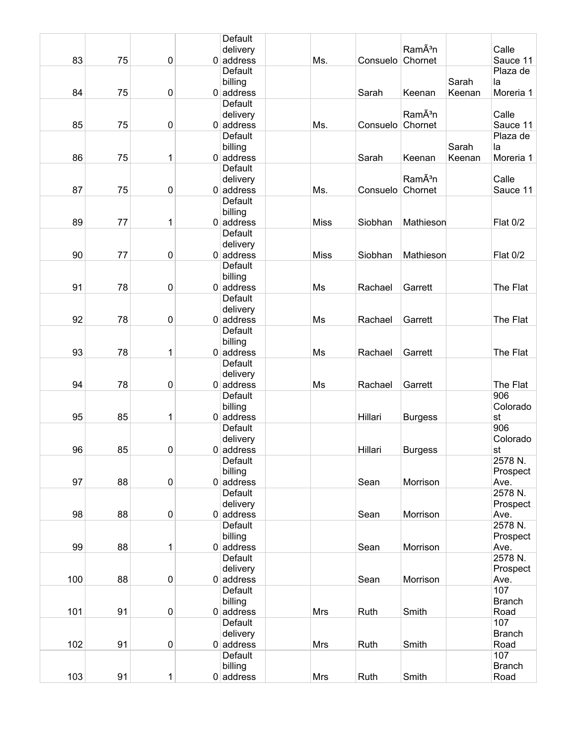| | | | | | | | | | | |
|---|---|---|---|---|---|---|---|---|---|---|
| 83 | 75 | 0 | 0 | Default delivery address | | Ms. | Consuelo | RamÃ³n Chornet | | Calle Sauce 11 |
| 84 | 75 | 0 | 0 | Default billing address | | | Sarah | Keenan | Sarah Keenan | Plaza de la Moreria 1 |
| 85 | 75 | 0 | 0 | Default delivery address | | Ms. | Consuelo | RamÃ³n Chornet | | Calle Sauce 11 |
| 86 | 75 | 1 | 0 | Default billing address | | | Sarah | Keenan | Sarah Keenan | Plaza de la Moreria 1 |
| 87 | 75 | 0 | 0 | Default delivery address | | Ms. | Consuelo | RamÃ³n Chornet | | Calle Sauce 11 |
| 89 | 77 | 1 | 0 | Default billing address | | Miss | Siobhan | Mathieson | | Flat 0/2 |
| 90 | 77 | 0 | 0 | Default delivery address | | Miss | Siobhan | Mathieson | | Flat 0/2 |
| 91 | 78 | 0 | 0 | Default billing address | | Ms | Rachael | Garrett | | The Flat |
| 92 | 78 | 0 | 0 | Default delivery address | | Ms | Rachael | Garrett | | The Flat |
| 93 | 78 | 1 | 0 | Default billing address | | Ms | Rachael | Garrett | | The Flat |
| 94 | 78 | 0 | 0 | Default delivery address | | Ms | Rachael | Garrett | | The Flat |
| 95 | 85 | 1 | 0 | Default billing address | | | Hillari | Burgess | | 906 Colorado st |
| 96 | 85 | 0 | 0 | Default delivery address | | | Hillari | Burgess | | 906 Colorado st |
| 97 | 88 | 0 | 0 | Default billing address | | | Sean | Morrison | | 2578 N. Prospect Ave. |
| 98 | 88 | 0 | 0 | Default delivery address | | | Sean | Morrison | | 2578 N. Prospect Ave. |
| 99 | 88 | 1 | 0 | Default billing address | | | Sean | Morrison | | 2578 N. Prospect Ave. |
| 100 | 88 | 0 | 0 | Default delivery address | | | Sean | Morrison | | 2578 N. Prospect Ave. |
| 101 | 91 | 0 | 0 | Default billing address | | Mrs | Ruth | Smith | | 107 Branch Road |
| 102 | 91 | 0 | 0 | Default delivery address | | Mrs | Ruth | Smith | | 107 Branch Road |
| 103 | 91 | 1 | 0 | Default billing address | | Mrs | Ruth | Smith | | 107 Branch Road |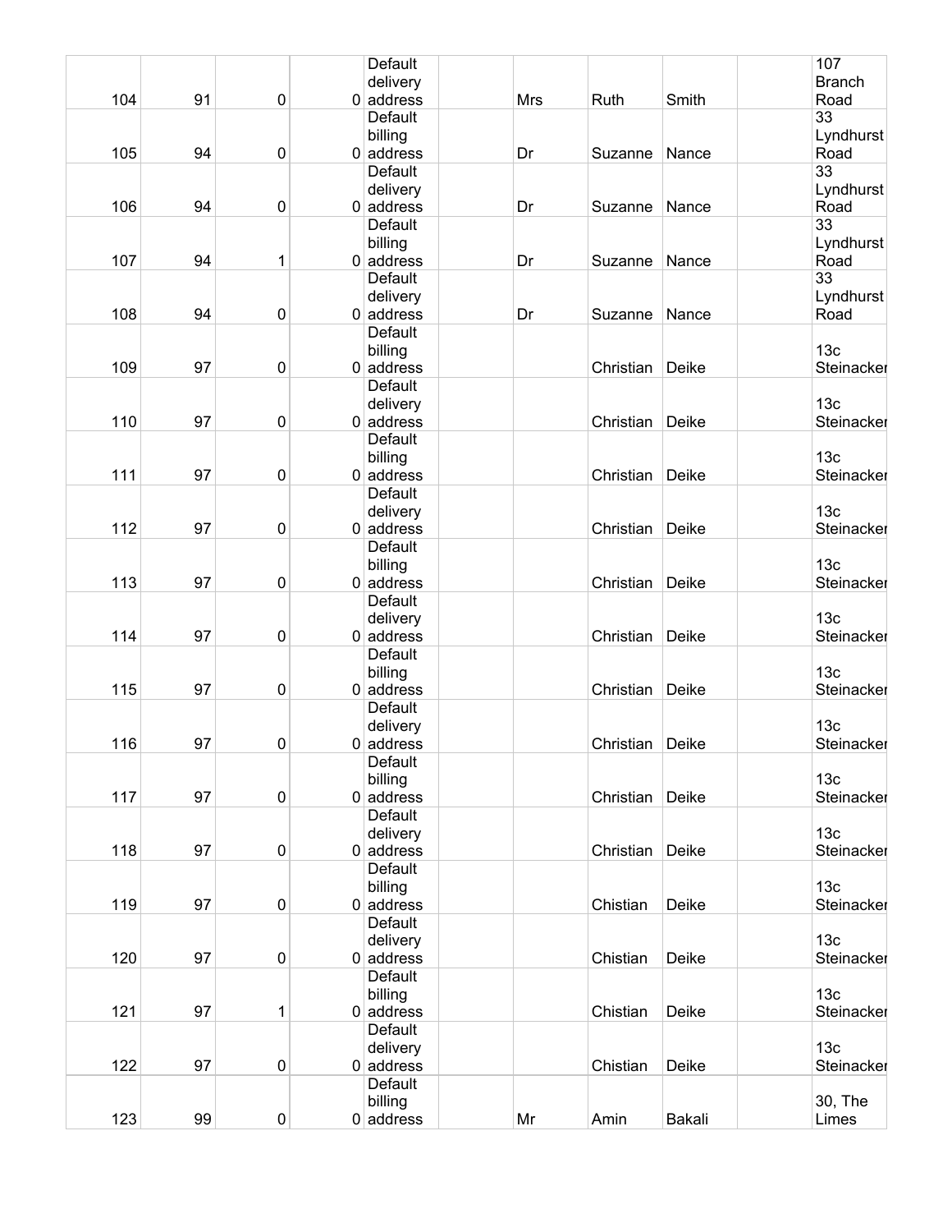| | | | | | | | | | | |
|---|---|---|---|---|---|---|---|---|---|---|
| 104 | 91 | 0 | 0 | Default delivery address | | Mrs | Ruth | Smith | | 107 Branch Road |
| 105 | 94 | 0 | 0 | Default billing address | | Dr | Suzanne | Nance | | 33 Lyndhurst Road |
| 106 | 94 | 0 | 0 | Default delivery address | | Dr | Suzanne | Nance | | 33 Lyndhurst Road |
| 107 | 94 | 1 | 0 | Default billing address | | Dr | Suzanne | Nance | | 33 Lyndhurst Road |
| 108 | 94 | 0 | 0 | Default delivery address | | Dr | Suzanne | Nance | | 33 Lyndhurst Road |
| 109 | 97 | 0 | 0 | Default billing address | | | Christian | Deike | | 13c Steinacker |
| 110 | 97 | 0 | 0 | Default delivery address | | | Christian | Deike | | 13c Steinacker |
| 111 | 97 | 0 | 0 | Default billing address | | | Christian | Deike | | 13c Steinacker |
| 112 | 97 | 0 | 0 | Default delivery address | | | Christian | Deike | | 13c Steinacker |
| 113 | 97 | 0 | 0 | Default billing address | | | Christian | Deike | | 13c Steinacker |
| 114 | 97 | 0 | 0 | Default delivery address | | | Christian | Deike | | 13c Steinacker |
| 115 | 97 | 0 | 0 | Default billing address | | | Christian | Deike | | 13c Steinacker |
| 116 | 97 | 0 | 0 | Default delivery address | | | Christian | Deike | | 13c Steinacker |
| 117 | 97 | 0 | 0 | Default billing address | | | Christian | Deike | | 13c Steinacker |
| 118 | 97 | 0 | 0 | Default delivery address | | | Christian | Deike | | 13c Steinacker |
| 119 | 97 | 0 | 0 | Default billing address | | | Chistian | Deike | | 13c Steinacker |
| 120 | 97 | 0 | 0 | Default delivery address | | | Chistian | Deike | | 13c Steinacker |
| 121 | 97 | 1 | 0 | Default billing address | | | Chistian | Deike | | 13c Steinacker |
| 122 | 97 | 0 | 0 | Default delivery address | | | Chistian | Deike | | 13c Steinacker |
| 123 | 99 | 0 | 0 | Default billing address | | Mr | Amin | Bakali | | 30, The Limes |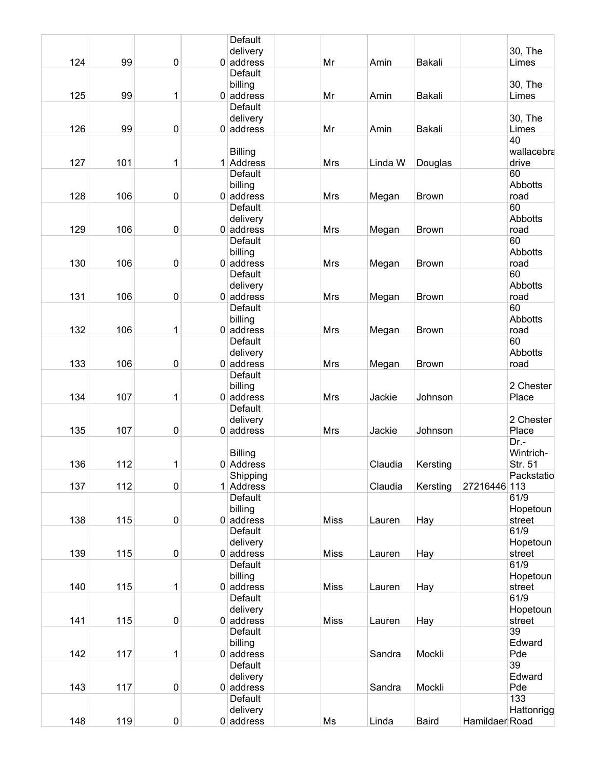| | | | | | | | | | | |
|---|---|---|---|---|---|---|---|---|---|---|
| 124 | 99 | 0 | 0 | Default delivery address | | Mr | Amin | Bakali | | 30, The Limes |
| 125 | 99 | 1 | 0 | Default billing address | | Mr | Amin | Bakali | | 30, The Limes |
| 126 | 99 | 0 | 0 | Default delivery address | | Mr | Amin | Bakali | | 30, The Limes |
| 127 | 101 | 1 | 1 | Billing Address | | Mrs | Linda W | Douglas | | 40 wallacebra drive |
| 128 | 106 | 0 | 0 | Default billing address | | Mrs | Megan | Brown | | 60 Abbotts road |
| 129 | 106 | 0 | 0 | Default delivery address | | Mrs | Megan | Brown | | 60 Abbotts road |
| 130 | 106 | 0 | 0 | Default billing address | | Mrs | Megan | Brown | | 60 Abbotts road |
| 131 | 106 | 0 | 0 | Default delivery address | | Mrs | Megan | Brown | | 60 Abbotts road |
| 132 | 106 | 1 | 0 | Default billing address | | Mrs | Megan | Brown | | 60 Abbotts road |
| 133 | 106 | 0 | 0 | Default delivery address | | Mrs | Megan | Brown | | 60 Abbotts road |
| 134 | 107 | 1 | 0 | Default billing address | | Mrs | Jackie | Johnson | | 2 Chester Place |
| 135 | 107 | 0 | 0 | Default delivery address | | Mrs | Jackie | Johnson | | 2 Chester Place |
| 136 | 112 | 1 | 0 | Billing Address | | | Claudia | Kersting | | Dr.-Wintrich-Str. 51 |
| 137 | 112 | 0 | 1 | Shipping Address | | | Claudia | Kersting | 27216446 | Packstatio 113 |
| 138 | 115 | 0 | 0 | Default billing address | | Miss | Lauren | Hay | | 61/9 Hopetoun street |
| 139 | 115 | 0 | 0 | Default delivery address | | Miss | Lauren | Hay | | 61/9 Hopetoun street |
| 140 | 115 | 1 | 0 | Default billing address | | Miss | Lauren | Hay | | 61/9 Hopetoun street |
| 141 | 115 | 0 | 0 | Default delivery address | | Miss | Lauren | Hay | | 61/9 Hopetoun street |
| 142 | 117 | 1 | 0 | Default billing address | | | Sandra | Mockli | | 39 Edward Pde |
| 143 | 117 | 0 | 0 | Default delivery address | | | Sandra | Mockli | | 39 Edward Pde |
| 148 | 119 | 0 | 0 | Default delivery address | | Ms | Linda | Baird | Hamildaer | 133 Hattonrigg Road |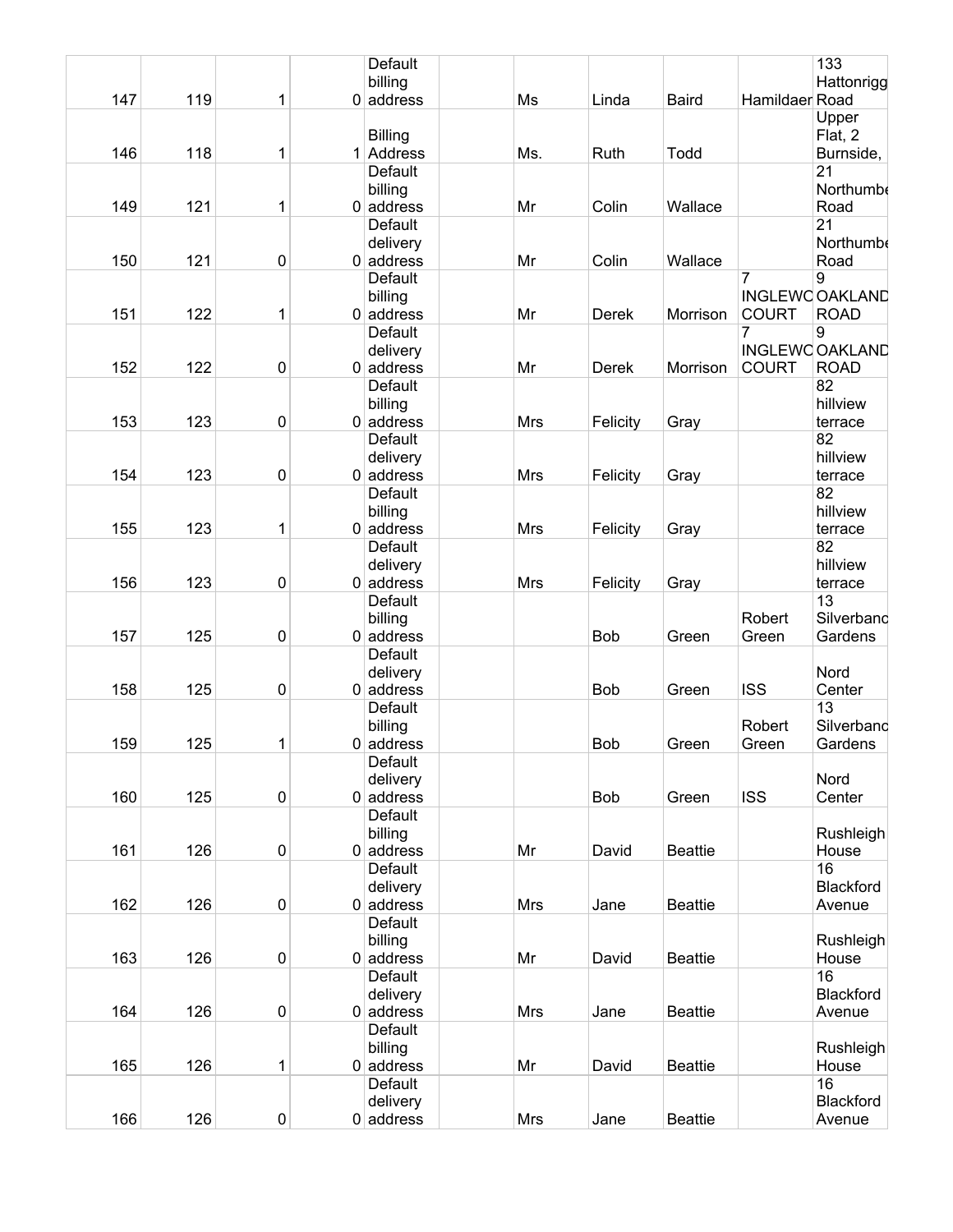| | | | | | | | | | | |
|---|---|---|---|---|---|---|---|---|---|---|
| 147 | 119 | 1 | 0 | Default billing address | | Ms | Linda | Baird | Hamildaer | 133 Hattonrigg Road |
| 146 | 118 | 1 | 1 | Billing Address | | Ms. | Ruth | Todd | | Upper Flat, 2 Burnside, |
| 149 | 121 | 1 | 0 | Default billing address | | Mr | Colin | Wallace | | 21 Northumbe Road |
| 150 | 121 | 0 | 0 | Default delivery address | | Mr | Colin | Wallace | | 21 Northumbe Road |
| 151 | 122 | 1 | 0 | Default billing address | | Mr | Derek | Morrison | 7 INGLEWC COURT | 9 OAKLAND ROAD |
| 152 | 122 | 0 | 0 | Default delivery address | | Mr | Derek | Morrison | 7 INGLEWC COURT | 9 OAKLAND ROAD |
| 153 | 123 | 0 | 0 | Default billing address | | Mrs | Felicity | Gray | | 82 hillview terrace |
| 154 | 123 | 0 | 0 | Default delivery address | | Mrs | Felicity | Gray | | 82 hillview terrace |
| 155 | 123 | 1 | 0 | Default billing address | | Mrs | Felicity | Gray | | 82 hillview terrace |
| 156 | 123 | 0 | 0 | Default delivery address | | Mrs | Felicity | Gray | | 82 hillview terrace |
| 157 | 125 | 0 | 0 | Default billing address | | | Bob | Green | Robert Green | 13 Silverbanc Gardens |
| 158 | 125 | 0 | 0 | Default delivery address | | | Bob | Green | ISS | Nord Center |
| 159 | 125 | 1 | 0 | Default billing address | | | Bob | Green | Robert Green | 13 Silverbanc Gardens |
| 160 | 125 | 0 | 0 | Default delivery address | | | Bob | Green | ISS | Nord Center |
| 161 | 126 | 0 | 0 | Default billing address | | Mr | David | Beattie | | Rushleigh House |
| 162 | 126 | 0 | 0 | Default delivery address | | Mrs | Jane | Beattie | | 16 Blackford Avenue |
| 163 | 126 | 0 | 0 | Default billing address | | Mr | David | Beattie | | Rushleigh House |
| 164 | 126 | 0 | 0 | Default delivery address | | Mrs | Jane | Beattie | | 16 Blackford Avenue |
| 165 | 126 | 1 | 0 | Default billing address | | Mr | David | Beattie | | Rushleigh House |
| 166 | 126 | 0 | 0 | Default delivery address | | Mrs | Jane | Beattie | | 16 Blackford Avenue |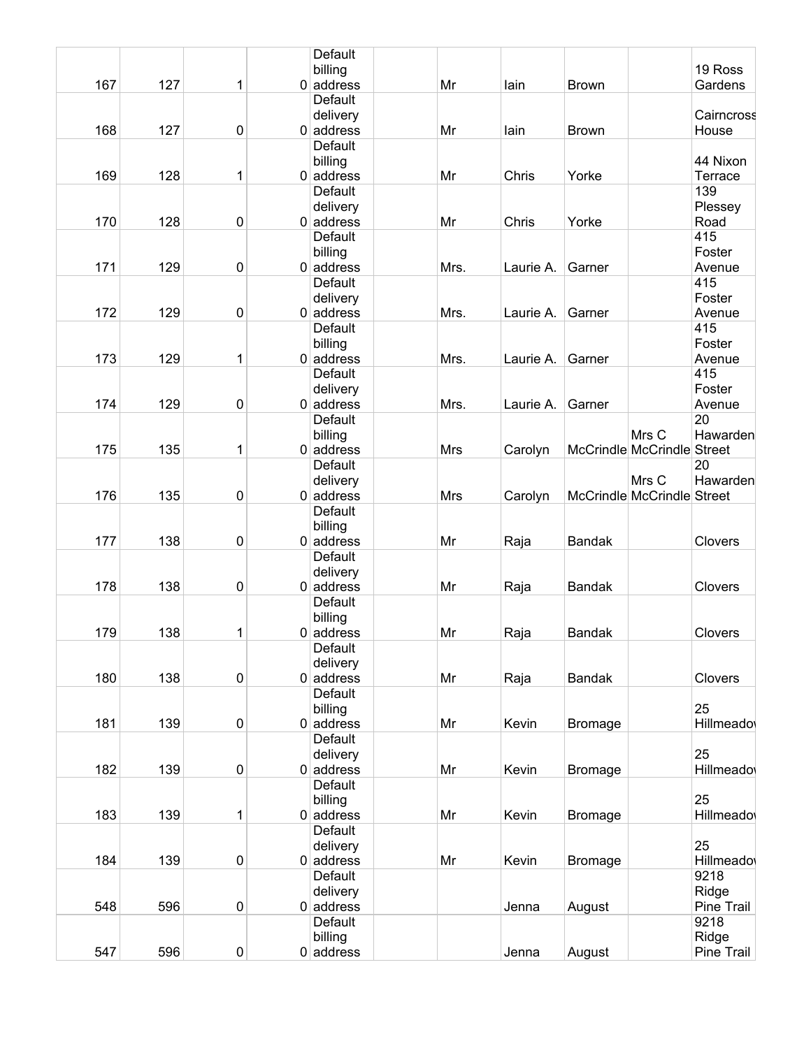| | | | | | | | | | | |
|---|---|---|---|---|---|---|---|---|---|---|
| 167 | 127 | 1 | 0 | Default billing address | | Mr | Iain | Brown | | 19 Ross Gardens |
| 168 | 127 | 0 | 0 | Default delivery address | | Mr | Iain | Brown | | Cairncross House |
| 169 | 128 | 1 | 0 | Default billing address | | Mr | Chris | Yorke | | 44 Nixon Terrace |
| 170 | 128 | 0 | 0 | Default delivery address | | Mr | Chris | Yorke | | 139 Plessey Road |
| 171 | 129 | 0 | 0 | Default billing address | | Mrs. | Laurie A. | Garner | | 415 Foster Avenue |
| 172 | 129 | 0 | 0 | Default delivery address | | Mrs. | Laurie A. | Garner | | 415 Foster Avenue |
| 173 | 129 | 1 | 0 | Default billing address | | Mrs. | Laurie A. | Garner | | 415 Foster Avenue |
| 174 | 129 | 0 | 0 | Default delivery address | | Mrs. | Laurie A. | Garner | | 415 Foster Avenue |
| 175 | 135 | 1 | 0 | Default billing address | | Mrs | Carolyn | McCrindle | Mrs C McCrindle | 20 Hawarden Street |
| 176 | 135 | 0 | 0 | Default delivery address | | Mrs | Carolyn | McCrindle | Mrs C McCrindle | 20 Hawarden Street |
| 177 | 138 | 0 | 0 | Default billing address | | Mr | Raja | Bandak | | Clovers |
| 178 | 138 | 0 | 0 | Default delivery address | | Mr | Raja | Bandak | | Clovers |
| 179 | 138 | 1 | 0 | Default billing address | | Mr | Raja | Bandak | | Clovers |
| 180 | 138 | 0 | 0 | Default delivery address | | Mr | Raja | Bandak | | Clovers |
| 181 | 139 | 0 | 0 | Default billing address | | Mr | Kevin | Bromage | | 25 Hillmeadow |
| 182 | 139 | 0 | 0 | Default delivery address | | Mr | Kevin | Bromage | | 25 Hillmeadow |
| 183 | 139 | 1 | 0 | Default billing address | | Mr | Kevin | Bromage | | 25 Hillmeadow |
| 184 | 139 | 0 | 0 | Default delivery address | | Mr | Kevin | Bromage | | 25 Hillmeadow |
| 548 | 596 | 0 | 0 | Default delivery address | | | Jenna | August | | 9218 Ridge Pine Trail |
| 547 | 596 | 0 | 0 | Default billing address | | | Jenna | August | | 9218 Ridge Pine Trail |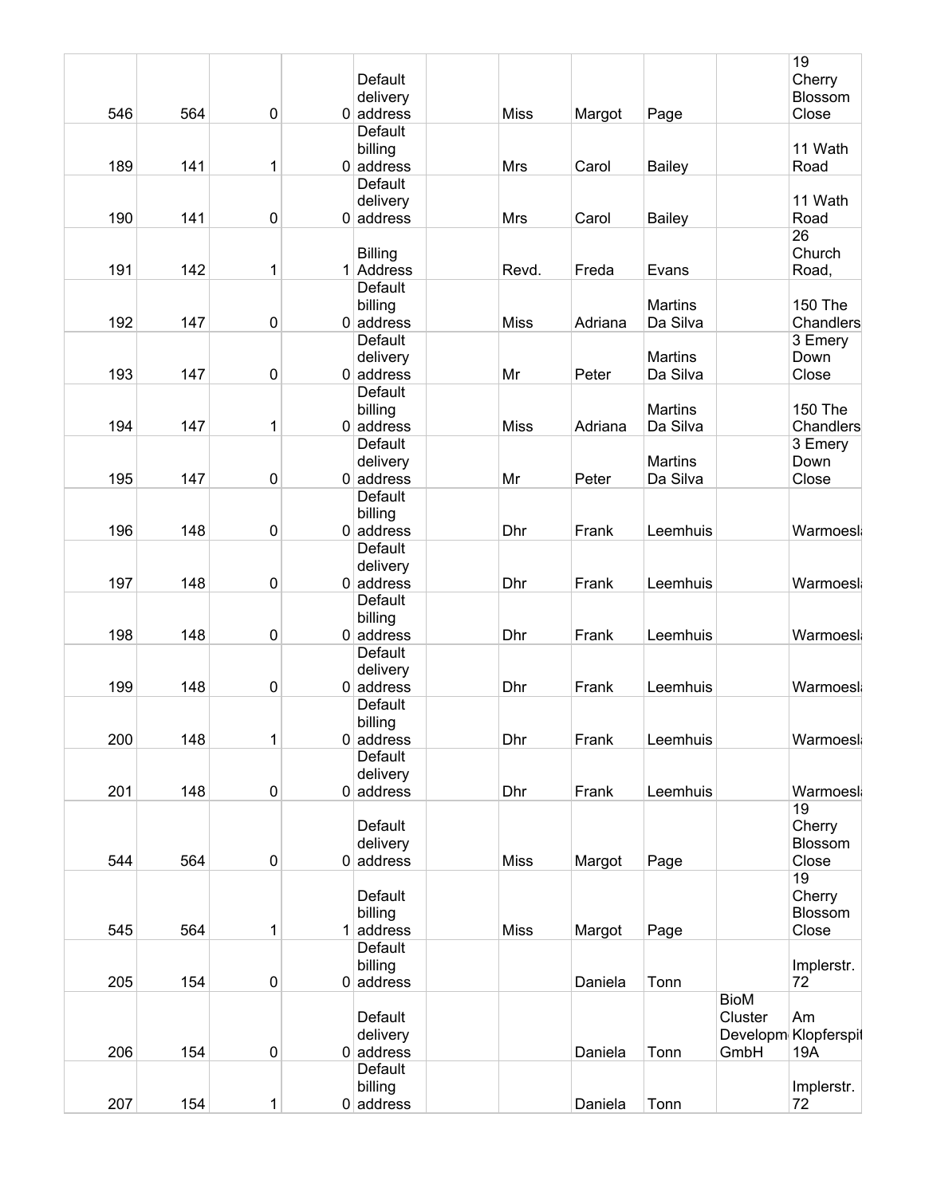| | | | | | | | | | | |
|---|---|---|---|---|---|---|---|---|---|---|
| 546 | 564 | 0 | 0 | Default delivery address | | Miss | Margot | Page | | 19 Cherry Blossom Close |
| 189 | 141 | 1 | 0 | Default billing address | | Mrs | Carol | Bailey | | 11 Wath Road |
| 190 | 141 | 0 | 0 | Default delivery address | | Mrs | Carol | Bailey | | 11 Wath Road |
| 191 | 142 | 1 | 1 | Billing Address | | Revd. | Freda | Evans | | 26 Church Road, |
| 192 | 147 | 0 | 0 | Default billing address | | Miss | Adriana | Martins Da Silva | | 150 The Chandlers |
| 193 | 147 | 0 | 0 | Default delivery address | | Mr | Peter | Martins Da Silva | | 3 Emery Down Close |
| 194 | 147 | 1 | 0 | Default billing address | | Miss | Adriana | Martins Da Silva | | 150 The Chandlers |
| 195 | 147 | 0 | 0 | Default delivery address | | Mr | Peter | Martins Da Silva | | 3 Emery Down Close |
| 196 | 148 | 0 | 0 | Default billing address | | Dhr | Frank | Leemhuis | | Warmoesla |
| 197 | 148 | 0 | 0 | Default delivery address | | Dhr | Frank | Leemhuis | | Warmoesla |
| 198 | 148 | 0 | 0 | Default billing address | | Dhr | Frank | Leemhuis | | Warmoesla |
| 199 | 148 | 0 | 0 | Default delivery address | | Dhr | Frank | Leemhuis | | Warmoesla |
| 200 | 148 | 1 | 0 | Default billing address | | Dhr | Frank | Leemhuis | | Warmoesla |
| 201 | 148 | 0 | 0 | Default delivery address | | Dhr | Frank | Leemhuis | | Warmoesla |
| 544 | 564 | 0 | 0 | Default delivery address | | Miss | Margot | Page | | 19 Cherry Blossom Close |
| 545 | 564 | 1 | 1 | Default billing address | | Miss | Margot | Page | | 19 Cherry Blossom Close |
| 205 | 154 | 0 | 0 | Default billing address | | | Daniela | Tonn | | Implerstr. 72 |
| 206 | 154 | 0 | 0 | Default delivery address | | | Daniela | Tonn | BioM Cluster Developm GmbH | Am Klopferspit 19A |
| 207 | 154 | 1 | 0 | Default billing address | | | Daniela | Tonn | | Implerstr. 72 |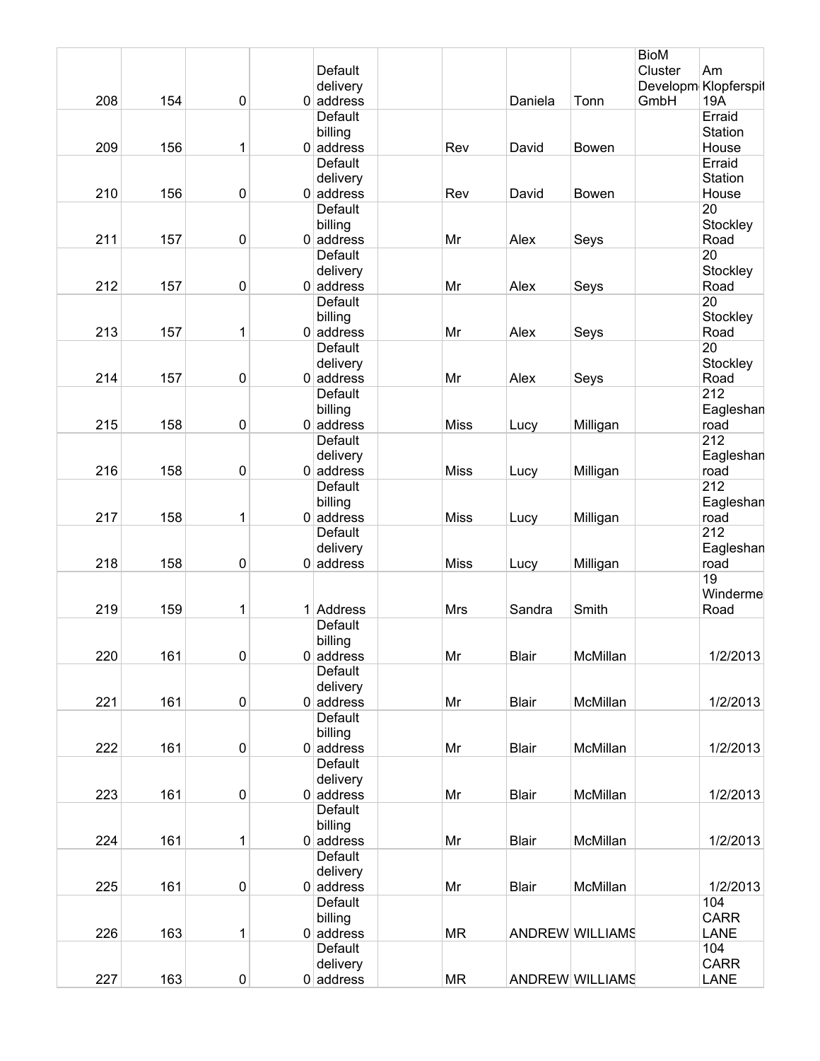| | | | | | | | | | | |
|---|---|---|---|---|---|---|---|---|---|---|
| 208 | 154 | 0 | 0 | Default delivery address | | | Daniela | Tonn | BioM Cluster Developm GmbH | Am Klopferspit 19A |
| 209 | 156 | 1 | 0 | Default billing address | | Rev | David | Bowen | | Erraid Station House |
| 210 | 156 | 0 | 0 | Default delivery address | | Rev | David | Bowen | | Erraid Station House |
| 211 | 157 | 0 | 0 | Default billing address | | Mr | Alex | Seys | | 20 Stockley Road |
| 212 | 157 | 0 | 0 | Default delivery address | | Mr | Alex | Seys | | 20 Stockley Road |
| 213 | 157 | 1 | 0 | Default billing address | | Mr | Alex | Seys | | 20 Stockley Road |
| 214 | 157 | 0 | 0 | Default delivery address | | Mr | Alex | Seys | | 20 Stockley Road |
| 215 | 158 | 0 | 0 | Default billing address | | Miss | Lucy | Milligan | | 212 Eagleshan road |
| 216 | 158 | 0 | 0 | Default delivery address | | Miss | Lucy | Milligan | | 212 Eagleshan road |
| 217 | 158 | 1 | 0 | Default billing address | | Miss | Lucy | Milligan | | 212 Eagleshan road |
| 218 | 158 | 0 | 0 | Default delivery address | | Miss | Lucy | Milligan | | 212 Eagleshan road |
| 219 | 159 | 1 | 1 | Address | | Mrs | Sandra | Smith | | 19 Winderme Road |
| 220 | 161 | 0 | 0 | Default billing address | | Mr | Blair | McMillan | | 1/2/2013 |
| 221 | 161 | 0 | 0 | Default delivery address | | Mr | Blair | McMillan | | 1/2/2013 |
| 222 | 161 | 0 | 0 | Default billing address | | Mr | Blair | McMillan | | 1/2/2013 |
| 223 | 161 | 0 | 0 | Default delivery address | | Mr | Blair | McMillan | | 1/2/2013 |
| 224 | 161 | 1 | 0 | Default billing address | | Mr | Blair | McMillan | | 1/2/2013 |
| 225 | 161 | 0 | 0 | Default delivery address | | Mr | Blair | McMillan | | 1/2/2013 |
| 226 | 163 | 1 | 0 | Default billing address | | MR | ANDREW | WILLIAMS | | 104 CARR LANE |
| 227 | 163 | 0 | 0 | Default delivery address | | MR | ANDREW | WILLIAMS | | 104 CARR LANE |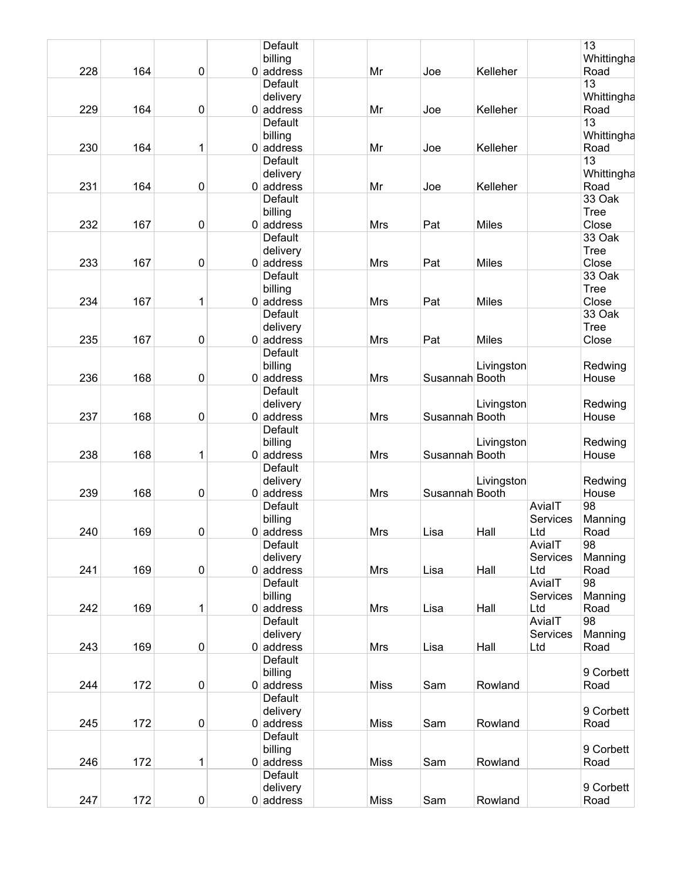| 228 | 164 | 0 | 0 | Default billing address | | Mr | Joe | Kelleher | | 13 Whittingha Road |
|---|---|---|---|---|---|---|---|---|---|---|
| 229 | 164 | 0 | 0 | Default delivery address | | Mr | Joe | Kelleher | | 13 Whittingha Road |
| 230 | 164 | 1 | 0 | Default billing address | | Mr | Joe | Kelleher | | 13 Whittingha Road |
| 231 | 164 | 0 | 0 | Default delivery address | | Mr | Joe | Kelleher | | 13 Whittingha Road |
| 232 | 167 | 0 | 0 | Default billing address | | Mrs | Pat | Miles | | 33 Oak Tree Close |
| 233 | 167 | 0 | 0 | Default delivery address | | Mrs | Pat | Miles | | 33 Oak Tree Close |
| 234 | 167 | 1 | 0 | Default billing address | | Mrs | Pat | Miles | | 33 Oak Tree Close |
| 235 | 167 | 0 | 0 | Default delivery address | | Mrs | Pat | Miles | | 33 Oak Tree Close |
| 236 | 168 | 0 | 0 | Default billing address | | Mrs | Susannah | Livingston Booth | | Redwing House |
| 237 | 168 | 0 | 0 | Default delivery address | | Mrs | Susannah | Livingston Booth | | Redwing House |
| 238 | 168 | 1 | 0 | Default billing address | | Mrs | Susannah | Livingston Booth | | Redwing House |
| 239 | 168 | 0 | 0 | Default delivery address | | Mrs | Susannah | Livingston Booth | | Redwing House |
| 240 | 169 | 0 | 0 | Default billing address | | Mrs | Lisa | Hall | AvialT Services Ltd | 98 Manning Road |
| 241 | 169 | 0 | 0 | Default delivery address | | Mrs | Lisa | Hall | AvialT Services Ltd | 98 Manning Road |
| 242 | 169 | 1 | 0 | Default billing address | | Mrs | Lisa | Hall | AvialT Services Ltd | 98 Manning Road |
| 243 | 169 | 0 | 0 | Default delivery address | | Mrs | Lisa | Hall | AvialT Services Ltd | 98 Manning Road |
| 244 | 172 | 0 | 0 | Default billing address | | Miss | Sam | Rowland | | 9 Corbett Road |
| 245 | 172 | 0 | 0 | Default delivery address | | Miss | Sam | Rowland | | 9 Corbett Road |
| 246 | 172 | 1 | 0 | Default billing address | | Miss | Sam | Rowland | | 9 Corbett Road |
| 247 | 172 | 0 | 0 | Default delivery address | | Miss | Sam | Rowland | | 9 Corbett Road |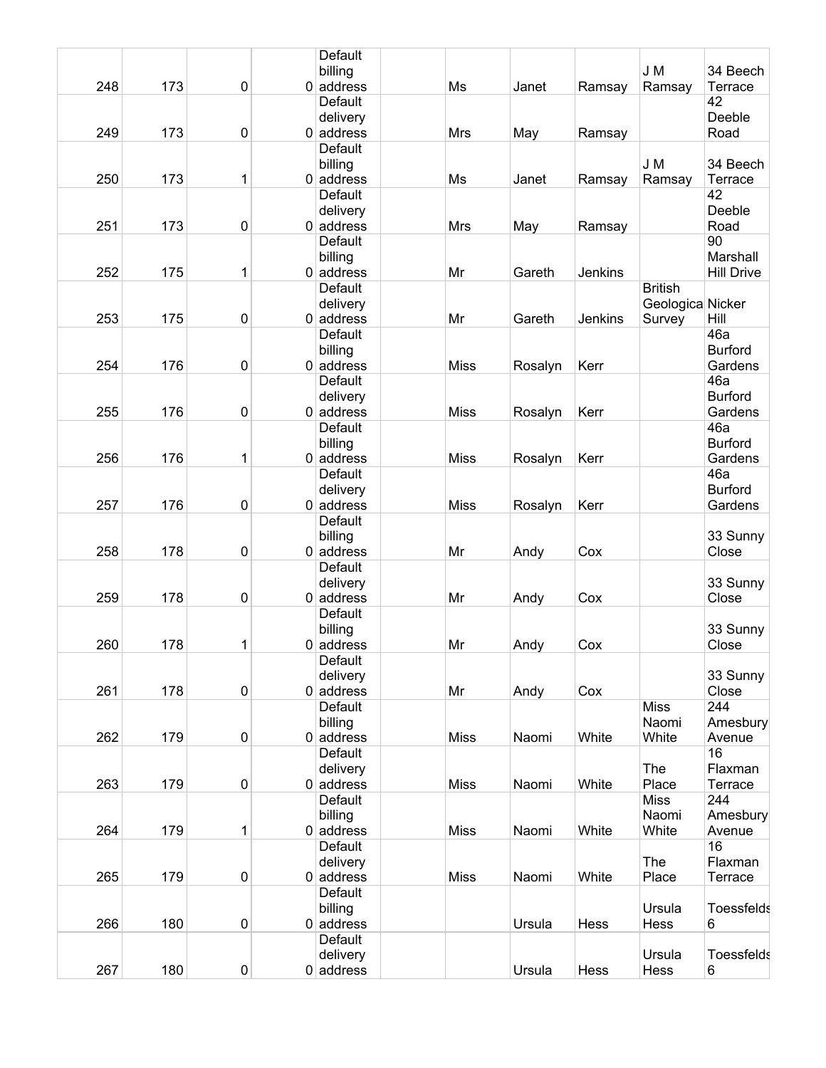| | | | | | | | | | | |
|---|---|---|---|---|---|---|---|---|---|---|
| 248 | 173 | 0 | 0 | Default billing address | | Ms | Janet | Ramsay | J M Ramsay | 34 Beech Terrace |
| 249 | 173 | 0 | 0 | Default delivery address | | Mrs | May | Ramsay | | 42 Deeble Road |
| 250 | 173 | 1 | 0 | Default billing address | | Ms | Janet | Ramsay | J M Ramsay | 34 Beech Terrace |
| 251 | 173 | 0 | 0 | Default delivery address | | Mrs | May | Ramsay | | 42 Deeble Road |
| 252 | 175 | 1 | 0 | Default billing address | | Mr | Gareth | Jenkins | | 90 Marshall Hill Drive |
| 253 | 175 | 0 | 0 | Default delivery address | | Mr | Gareth | Jenkins | British Geologica Survey | Nicker Hill |
| 254 | 176 | 0 | 0 | Default billing address | | Miss | Rosalyn | Kerr | | 46a Burford Gardens |
| 255 | 176 | 0 | 0 | Default delivery address | | Miss | Rosalyn | Kerr | | 46a Burford Gardens |
| 256 | 176 | 1 | 0 | Default billing address | | Miss | Rosalyn | Kerr | | 46a Burford Gardens |
| 257 | 176 | 0 | 0 | Default delivery address | | Miss | Rosalyn | Kerr | | 46a Burford Gardens |
| 258 | 178 | 0 | 0 | Default billing address | | Mr | Andy | Cox | | 33 Sunny Close |
| 259 | 178 | 0 | 0 | Default delivery address | | Mr | Andy | Cox | | 33 Sunny Close |
| 260 | 178 | 1 | 0 | Default billing address | | Mr | Andy | Cox | | 33 Sunny Close |
| 261 | 178 | 0 | 0 | Default delivery address | | Mr | Andy | Cox | | 33 Sunny Close |
| 262 | 179 | 0 | 0 | Default billing address | | Miss | Naomi | White | Miss Naomi White | 244 Amesbury Avenue |
| 263 | 179 | 0 | 0 | Default delivery address | | Miss | Naomi | White | The Place | 16 Flaxman Terrace |
| 264 | 179 | 1 | 0 | Default billing address | | Miss | Naomi | White | Miss Naomi White | 244 Amesbury Avenue |
| 265 | 179 | 0 | 0 | Default delivery address | | Miss | Naomi | White | The Place | 16 Flaxman Terrace |
| 266 | 180 | 0 | 0 | Default billing address | | | Ursula | Hess | Ursula Hess | Toessfelds 6 |
| 267 | 180 | 0 | 0 | Default delivery address | | | Ursula | Hess | Ursula Hess | Toessfelds 6 |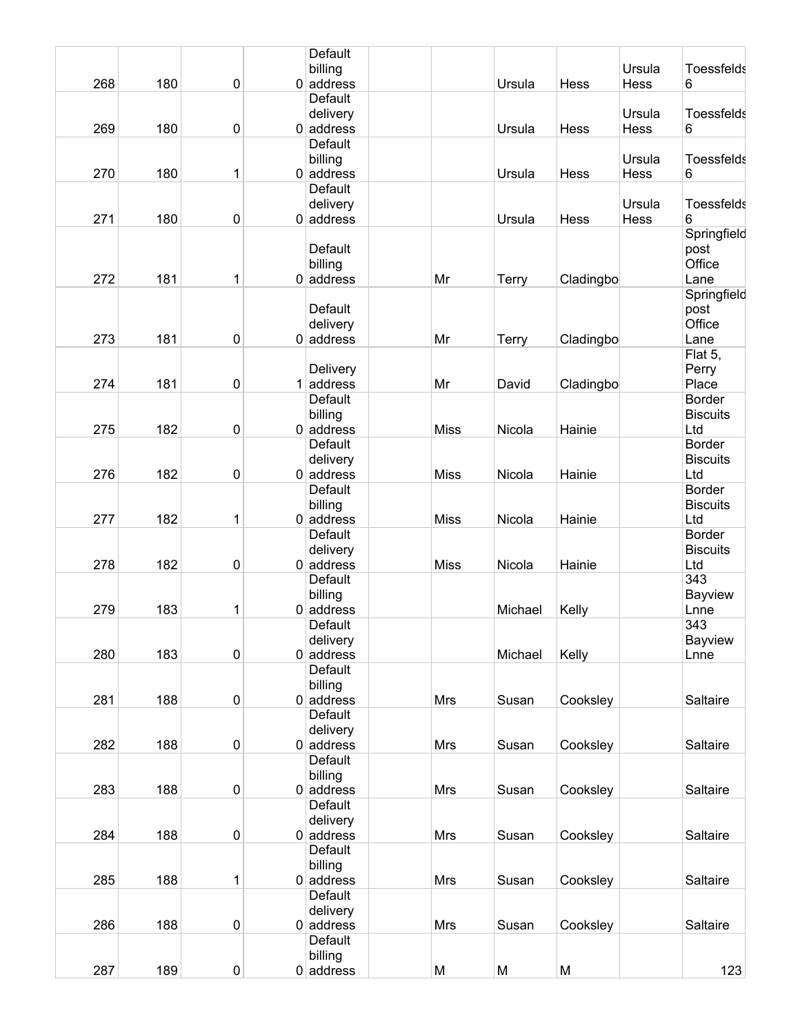| | | | | | | | | | | |
|---|---|---|---|---|---|---|---|---|---|---|
| 268 | 180 | 0 | 0 | Default billing address | | | Ursula | Hess | Ursula Hess | Toessfelds 6 |
| 269 | 180 | 0 | 0 | Default delivery address | | | Ursula | Hess | Ursula Hess | Toessfelds 6 |
| 270 | 180 | 1 | 0 | Default billing address | | | Ursula | Hess | Ursula Hess | Toessfelds 6 |
| 271 | 180 | 0 | 0 | Default delivery address | | | Ursula | Hess | Ursula Hess | Toessfelds 6 |
| 272 | 181 | 1 | 0 | Default billing address | | Mr | Terry | Cladingbo | | Springfield post Office Lane |
| 273 | 181 | 0 | 0 | Default delivery address | | Mr | Terry | Cladingbo | | Springfield post Office Lane |
| 274 | 181 | 0 | 1 | Delivery address | | Mr | David | Cladingbo | | Flat 5, Perry Place |
| 275 | 182 | 0 | 0 | Default billing address | | Miss | Nicola | Hainie | | Border Biscuits Ltd |
| 276 | 182 | 0 | 0 | Default delivery address | | Miss | Nicola | Hainie | | Border Biscuits Ltd |
| 277 | 182 | 1 | 0 | Default billing address | | Miss | Nicola | Hainie | | Border Biscuits Ltd |
| 278 | 182 | 0 | 0 | Default delivery address | | Miss | Nicola | Hainie | | Border Biscuits Ltd |
| 279 | 183 | 1 | 0 | Default billing address | | | Michael | Kelly | | 343 Bayview Lnne |
| 280 | 183 | 0 | 0 | Default delivery address | | | Michael | Kelly | | 343 Bayview Lnne |
| 281 | 188 | 0 | 0 | Default billing address | | Mrs | Susan | Cooksley | | Saltaire |
| 282 | 188 | 0 | 0 | Default delivery address | | Mrs | Susan | Cooksley | | Saltaire |
| 283 | 188 | 0 | 0 | Default billing address | | Mrs | Susan | Cooksley | | Saltaire |
| 284 | 188 | 0 | 0 | Default delivery address | | Mrs | Susan | Cooksley | | Saltaire |
| 285 | 188 | 1 | 0 | Default billing address | | Mrs | Susan | Cooksley | | Saltaire |
| 286 | 188 | 0 | 0 | Default delivery address | | Mrs | Susan | Cooksley | | Saltaire |
| 287 | 189 | 0 | 0 | Default billing address | | M | M | M | | 123 |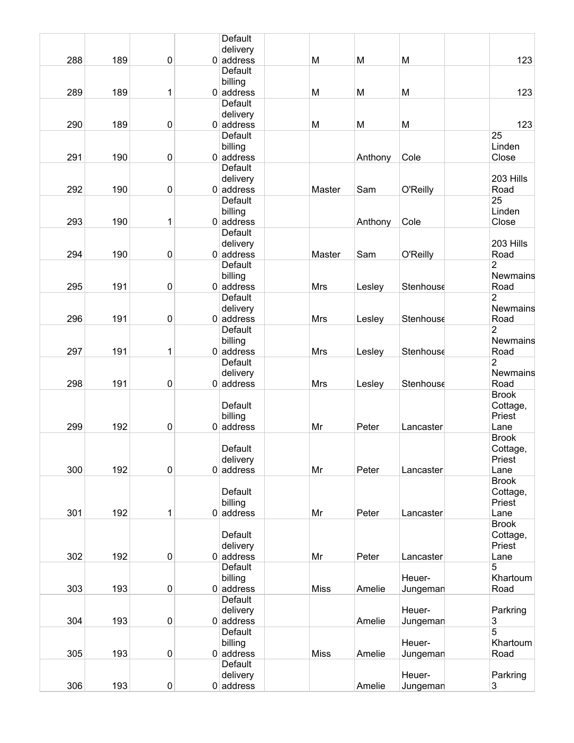| | | | | | | | | | | |
|---|---|---|---|---|---|---|---|---|---|---|
| 288 | 189 | 0 | 0 | Default delivery address | | M | M | M | | 123 |
| 289 | 189 | 1 | 0 | Default billing address | | M | M | M | | 123 |
| 290 | 189 | 0 | 0 | Default delivery address | | M | M | M | | 123 |
| 291 | 190 | 0 | 0 | Default billing address | | | Anthony | Cole | | 25 Linden Close |
| 292 | 190 | 0 | 0 | Default delivery address | | Master | Sam | O'Reilly | | 203 Hills Road |
| 293 | 190 | 1 | 0 | Default billing address | | | Anthony | Cole | | 25 Linden Close |
| 294 | 190 | 0 | 0 | Default delivery address | | Master | Sam | O'Reilly | | 203 Hills Road |
| 295 | 191 | 0 | 0 | Default billing address | | Mrs | Lesley | Stenhouse | | 2 Newmains Road |
| 296 | 191 | 0 | 0 | Default delivery address | | Mrs | Lesley | Stenhouse | | 2 Newmains Road |
| 297 | 191 | 1 | 0 | Default billing address | | Mrs | Lesley | Stenhouse | | 2 Newmains Road |
| 298 | 191 | 0 | 0 | Default delivery address | | Mrs | Lesley | Stenhouse | | 2 Newmains Road |
| 299 | 192 | 0 | 0 | Default billing address | | Mr | Peter | Lancaster | | Brook Cottage, Priest Lane |
| 300 | 192 | 0 | 0 | Default delivery address | | Mr | Peter | Lancaster | | Brook Cottage, Priest Lane |
| 301 | 192 | 1 | 0 | Default billing address | | Mr | Peter | Lancaster | | Brook Cottage, Priest Lane |
| 302 | 192 | 0 | 0 | Default delivery address | | Mr | Peter | Lancaster | | Brook Cottage, Priest Lane |
| 303 | 193 | 0 | 0 | Default billing address | | Miss | Amelie | Heuer-Jungeman | | 5 Khartoum Road |
| 304 | 193 | 0 | 0 | Default delivery address | | | Amelie | Heuer-Jungeman | | Parkring 3 |
| 305 | 193 | 0 | 0 | Default billing address | | Miss | Amelie | Heuer-Jungeman | | 5 Khartoum Road |
| 306 | 193 | 0 | 0 | Default delivery address | | | Amelie | Heuer-Jungeman | | Parkring 3 |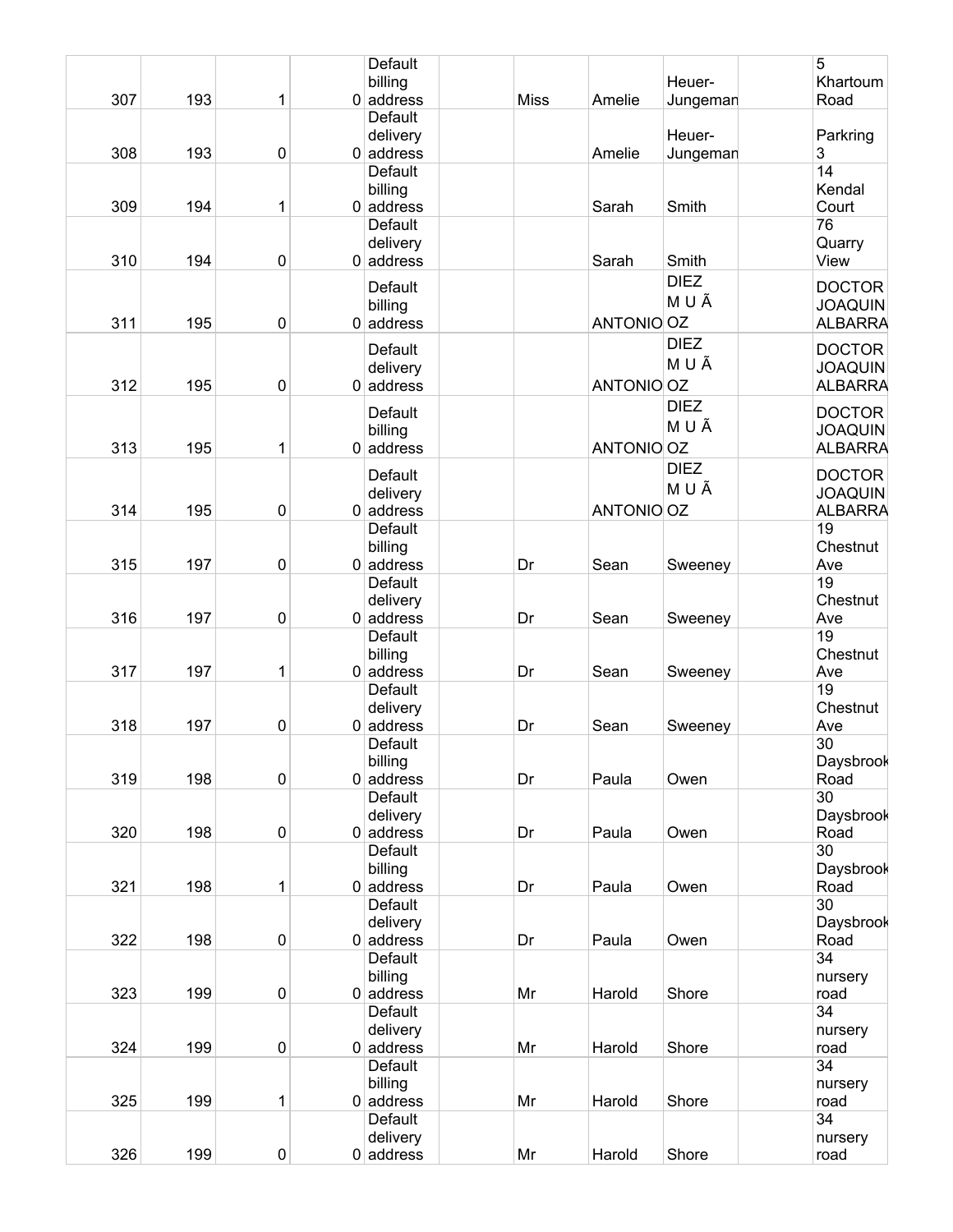| | | | | | | | | | | |
|---|---|---|---|---|---|---|---|---|---|---|
| 307 | 193 | 1 | 0 | Default billing address | | Miss | Amelie | Heuer-Jungeman | | 5 Khartoum Road |
| 308 | 193 | 0 | 0 | Default delivery address | | | Amelie | Heuer-Jungeman | | Parkring 3 |
| 309 | 194 | 1 | 0 | Default billing address | | | Sarah | Smith | | 14 Kendal Court |
| 310 | 194 | 0 | 0 | Default delivery address | | | Sarah | Smith | | 76 Quarry View |
| 311 | 195 | 0 | 0 | Default billing address | | | ANTONIO | DIEZ M U Ã OZ | | DOCTOR JOAQUIN ALBARRA |
| 312 | 195 | 0 | 0 | Default delivery address | | | ANTONIO | DIEZ M U Ã OZ | | DOCTOR JOAQUIN ALBARRA |
| 313 | 195 | 1 | 0 | Default billing address | | | ANTONIO | DIEZ M U Ã OZ | | DOCTOR JOAQUIN ALBARRA |
| 314 | 195 | 0 | 0 | Default delivery address | | | ANTONIO | DIEZ M U Ã OZ | | DOCTOR JOAQUIN ALBARRA |
| 315 | 197 | 0 | 0 | Default billing address | | Dr | Sean | Sweeney | | 19 Chestnut Ave |
| 316 | 197 | 0 | 0 | Default delivery address | | Dr | Sean | Sweeney | | 19 Chestnut Ave |
| 317 | 197 | 1 | 0 | Default billing address | | Dr | Sean | Sweeney | | 19 Chestnut Ave |
| 318 | 197 | 0 | 0 | Default delivery address | | Dr | Sean | Sweeney | | 19 Chestnut Ave |
| 319 | 198 | 0 | 0 | Default billing address | | Dr | Paula | Owen | | 30 Daysbrook Road |
| 320 | 198 | 0 | 0 | Default delivery address | | Dr | Paula | Owen | | 30 Daysbrook Road |
| 321 | 198 | 1 | 0 | Default billing address | | Dr | Paula | Owen | | 30 Daysbrook Road |
| 322 | 198 | 0 | 0 | Default delivery address | | Dr | Paula | Owen | | 30 Daysbrook Road |
| 323 | 199 | 0 | 0 | Default billing address | | Mr | Harold | Shore | | 34 nursery road |
| 324 | 199 | 0 | 0 | Default delivery address | | Mr | Harold | Shore | | 34 nursery road |
| 325 | 199 | 1 | 0 | Default billing address | | Mr | Harold | Shore | | 34 nursery road |
| 326 | 199 | 0 | 0 | Default delivery address | | Mr | Harold | Shore | | 34 nursery road |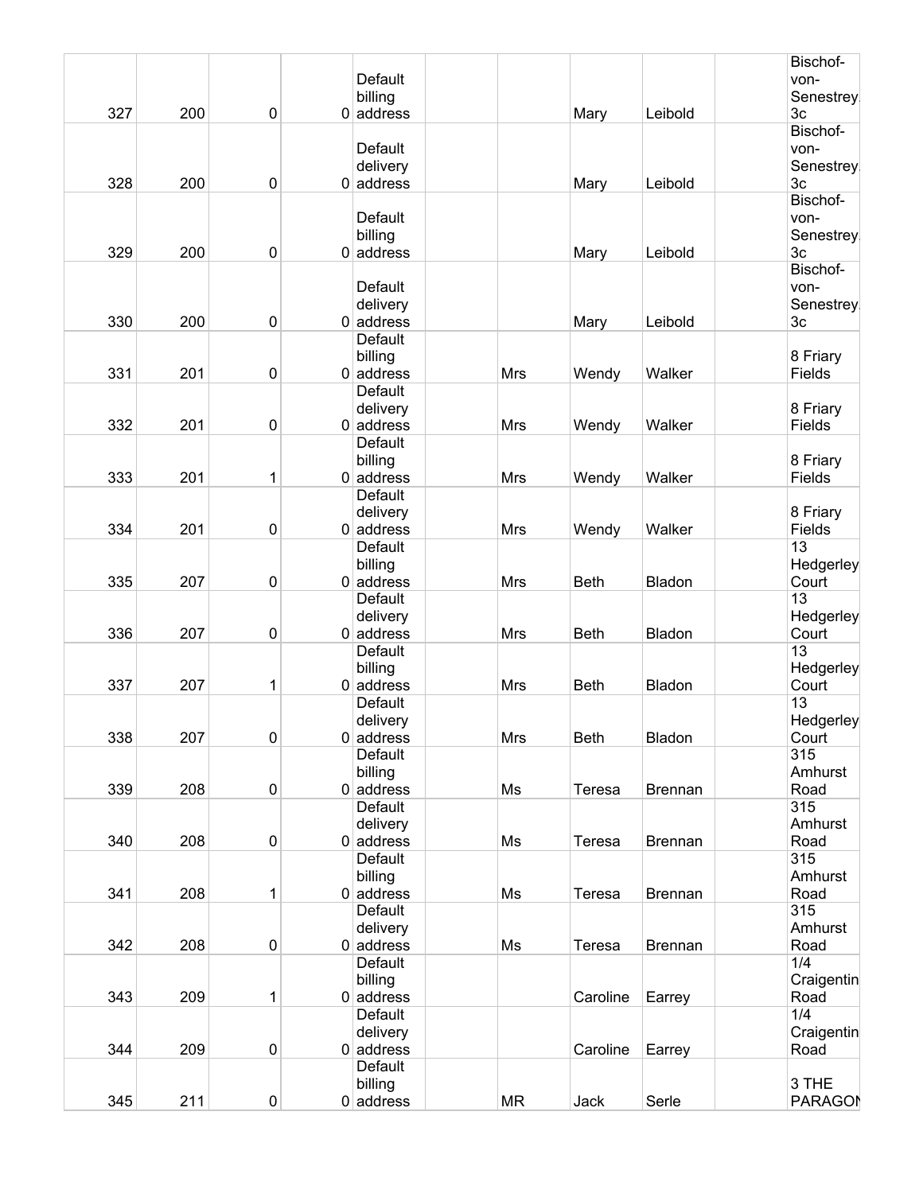| | | | | | | | | | | |
|---|---|---|---|---|---|---|---|---|---|---|
| 327 | 200 | 0 | 0 | Default billing address | | | Mary | Leibold | | Bischof-von-Senestrey 3c |
| 328 | 200 | 0 | 0 | Default delivery address | | | Mary | Leibold | | Bischof-von-Senestrey 3c |
| 329 | 200 | 0 | 0 | Default billing address | | | Mary | Leibold | | Bischof-von-Senestrey 3c |
| 330 | 200 | 0 | 0 | Default delivery address | | | Mary | Leibold | | Bischof-von-Senestrey 3c |
| 331 | 201 | 0 | 0 | Default billing address | | Mrs | Wendy | Walker | | 8 Friary Fields |
| 332 | 201 | 0 | 0 | Default delivery address | | Mrs | Wendy | Walker | | 8 Friary Fields |
| 333 | 201 | 1 | 0 | Default billing address | | Mrs | Wendy | Walker | | 8 Friary Fields |
| 334 | 201 | 0 | 0 | Default delivery address | | Mrs | Wendy | Walker | | 8 Friary Fields |
| 335 | 207 | 0 | 0 | Default billing address | | Mrs | Beth | Bladon | | 13 Hedgerley Court |
| 336 | 207 | 0 | 0 | Default delivery address | | Mrs | Beth | Bladon | | 13 Hedgerley Court |
| 337 | 207 | 1 | 0 | Default billing address | | Mrs | Beth | Bladon | | 13 Hedgerley Court |
| 338 | 207 | 0 | 0 | Default delivery address | | Mrs | Beth | Bladon | | 13 Hedgerley Court |
| 339 | 208 | 0 | 0 | Default billing address | | Ms | Teresa | Brennan | | 315 Amhurst Road |
| 340 | 208 | 0 | 0 | Default delivery address | | Ms | Teresa | Brennan | | 315 Amhurst Road |
| 341 | 208 | 1 | 0 | Default billing address | | Ms | Teresa | Brennan | | 315 Amhurst Road |
| 342 | 208 | 0 | 0 | Default delivery address | | Ms | Teresa | Brennan | | 315 Amhurst Road |
| 343 | 209 | 1 | 0 | Default billing address | | | Caroline | Earrey | | 1/4 Craigentin Road |
| 344 | 209 | 0 | 0 | Default delivery address | | | Caroline | Earrey | | 1/4 Craigentin Road |
| 345 | 211 | 0 | 0 | Default billing address | | MR | Jack | Serle | | 3 THE PARAGON |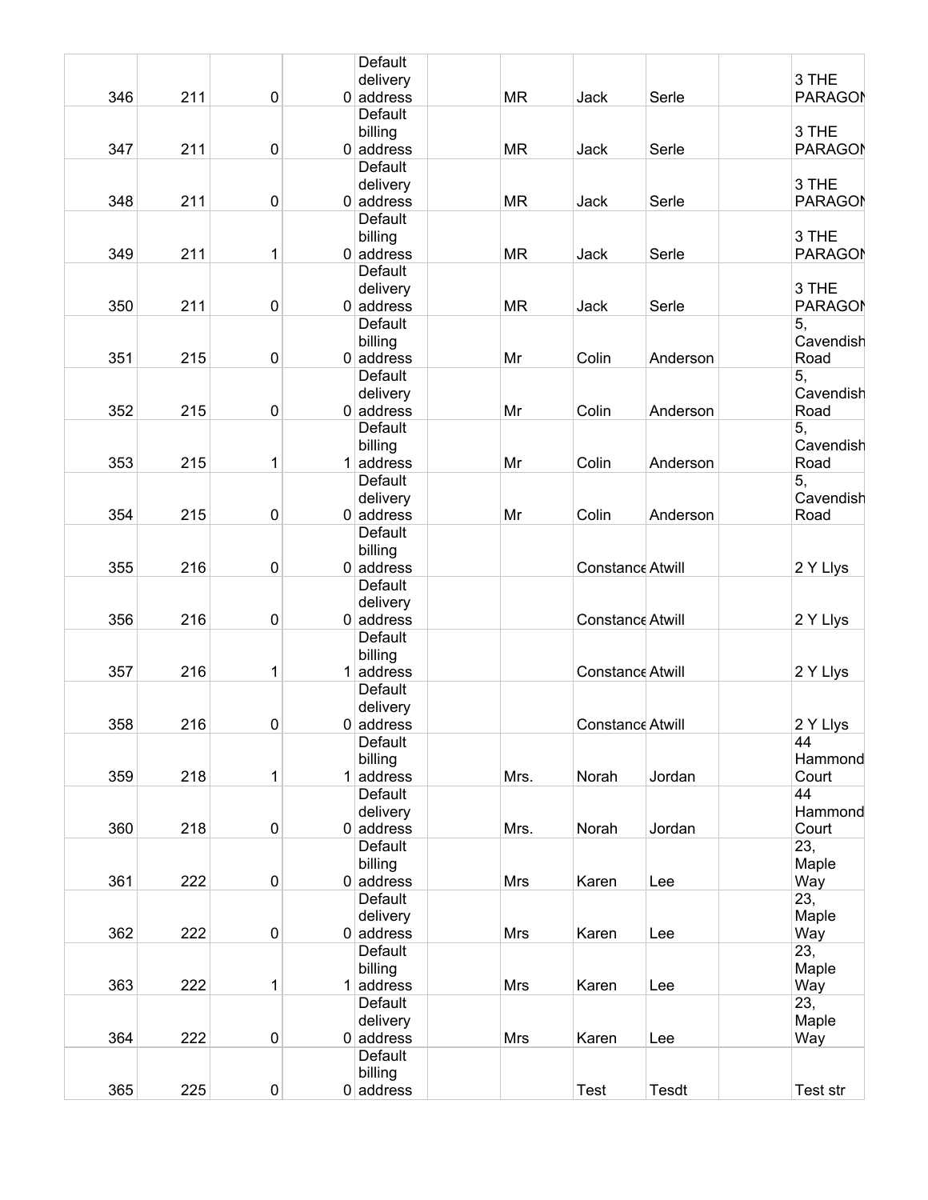| | | | | | | | | | | |
|---|---|---|---|---|---|---|---|---|---|---|
| 346 | 211 | 0 | 0 | Default delivery address | | MR | Jack | Serle | | 3 THE PARAGON |
| 347 | 211 | 0 | 0 | Default billing address | | MR | Jack | Serle | | 3 THE PARAGON |
| 348 | 211 | 0 | 0 | Default delivery address | | MR | Jack | Serle | | 3 THE PARAGON |
| 349 | 211 | 1 | 0 | Default billing address | | MR | Jack | Serle | | 3 THE PARAGON |
| 350 | 211 | 0 | 0 | Default delivery address | | MR | Jack | Serle | | 3 THE PARAGON |
| 351 | 215 | 0 | 0 | Default billing address | | Mr | Colin | Anderson | | 5, Cavendish Road |
| 352 | 215 | 0 | 0 | Default delivery address | | Mr | Colin | Anderson | | 5, Cavendish Road |
| 353 | 215 | 1 | 1 | Default billing address | | Mr | Colin | Anderson | | 5, Cavendish Road |
| 354 | 215 | 0 | 0 | Default delivery address | | Mr | Colin | Anderson | | 5, Cavendish Road |
| 355 | 216 | 0 | 0 | Default billing address | | | Constance | Atwill | | 2 Y Llys |
| 356 | 216 | 0 | 0 | Default delivery address | | | Constance | Atwill | | 2 Y Llys |
| 357 | 216 | 1 | 1 | Default billing address | | | Constance | Atwill | | 2 Y Llys |
| 358 | 216 | 0 | 0 | Default delivery address | | | Constance | Atwill | | 2 Y Llys |
| 359 | 218 | 1 | 1 | Default billing address | | Mrs. | Norah | Jordan | | 44 Hammond Court |
| 360 | 218 | 0 | 0 | Default delivery address | | Mrs. | Norah | Jordan | | 44 Hammond Court |
| 361 | 222 | 0 | 0 | Default billing address | | Mrs | Karen | Lee | | 23, Maple Way |
| 362 | 222 | 0 | 0 | Default delivery address | | Mrs | Karen | Lee | | 23, Maple Way |
| 363 | 222 | 1 | 1 | Default billing address | | Mrs | Karen | Lee | | 23, Maple Way |
| 364 | 222 | 0 | 0 | Default delivery address | | Mrs | Karen | Lee | | 23, Maple Way |
| 365 | 225 | 0 | 0 | Default billing address | | | Test | Tesdt | | Test str |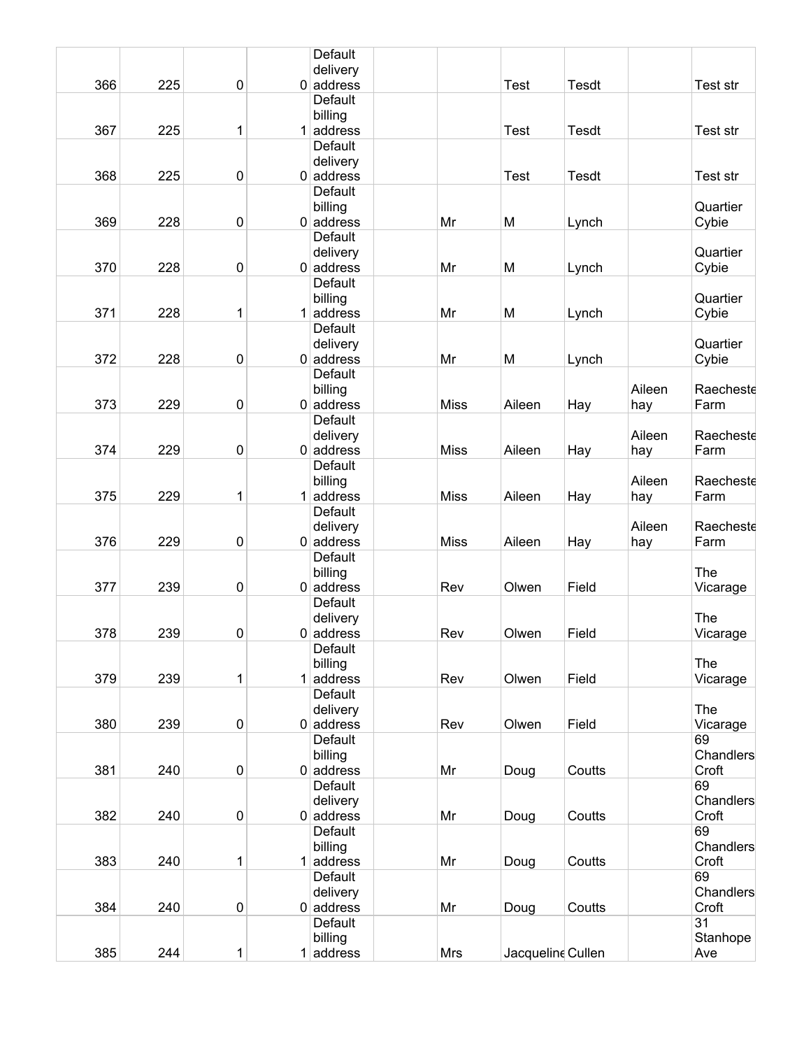| | | | | | | | | | | |
|---|---|---|---|---|---|---|---|---|---|---|
| 366 | 225 | 0 | 0 | Default delivery address | | | Test | Tesdt | | Test str |
| 367 | 225 | 1 | 1 | Default billing address | | | Test | Tesdt | | Test str |
| 368 | 225 | 0 | 0 | Default delivery address | | | Test | Tesdt | | Test str |
| 369 | 228 | 0 | 0 | Default billing address | | Mr | M | Lynch | | Quartier Cybie |
| 370 | 228 | 0 | 0 | Default delivery address | | Mr | M | Lynch | | Quartier Cybie |
| 371 | 228 | 1 | 1 | Default billing address | | Mr | M | Lynch | | Quartier Cybie |
| 372 | 228 | 0 | 0 | Default delivery address | | Mr | M | Lynch | | Quartier Cybie |
| 373 | 229 | 0 | 0 | Default billing address | | Miss | Aileen | Hay | Aileen hay | Raecheste Farm |
| 374 | 229 | 0 | 0 | Default delivery address | | Miss | Aileen | Hay | Aileen hay | Raecheste Farm |
| 375 | 229 | 1 | 1 | Default billing address | | Miss | Aileen | Hay | Aileen hay | Raecheste Farm |
| 376 | 229 | 0 | 0 | Default delivery address | | Miss | Aileen | Hay | Aileen hay | Raecheste Farm |
| 377 | 239 | 0 | 0 | Default billing address | | Rev | Olwen | Field | | The Vicarage |
| 378 | 239 | 0 | 0 | Default delivery address | | Rev | Olwen | Field | | The Vicarage |
| 379 | 239 | 1 | 1 | Default billing address | | Rev | Olwen | Field | | The Vicarage |
| 380 | 239 | 0 | 0 | Default delivery address | | Rev | Olwen | Field | | The Vicarage |
| 381 | 240 | 0 | 0 | Default billing address | | Mr | Doug | Coutts | | 69 Chandlers Croft |
| 382 | 240 | 0 | 0 | Default delivery address | | Mr | Doug | Coutts | | 69 Chandlers Croft |
| 383 | 240 | 1 | 1 | Default billing address | | Mr | Doug | Coutts | | 69 Chandlers Croft |
| 384 | 240 | 0 | 0 | Default delivery address | | Mr | Doug | Coutts | | 69 Chandlers Croft |
| 385 | 244 | 1 | 1 | Default billing address | | Mrs | Jacqueline | Cullen | | 31 Stanhope Ave |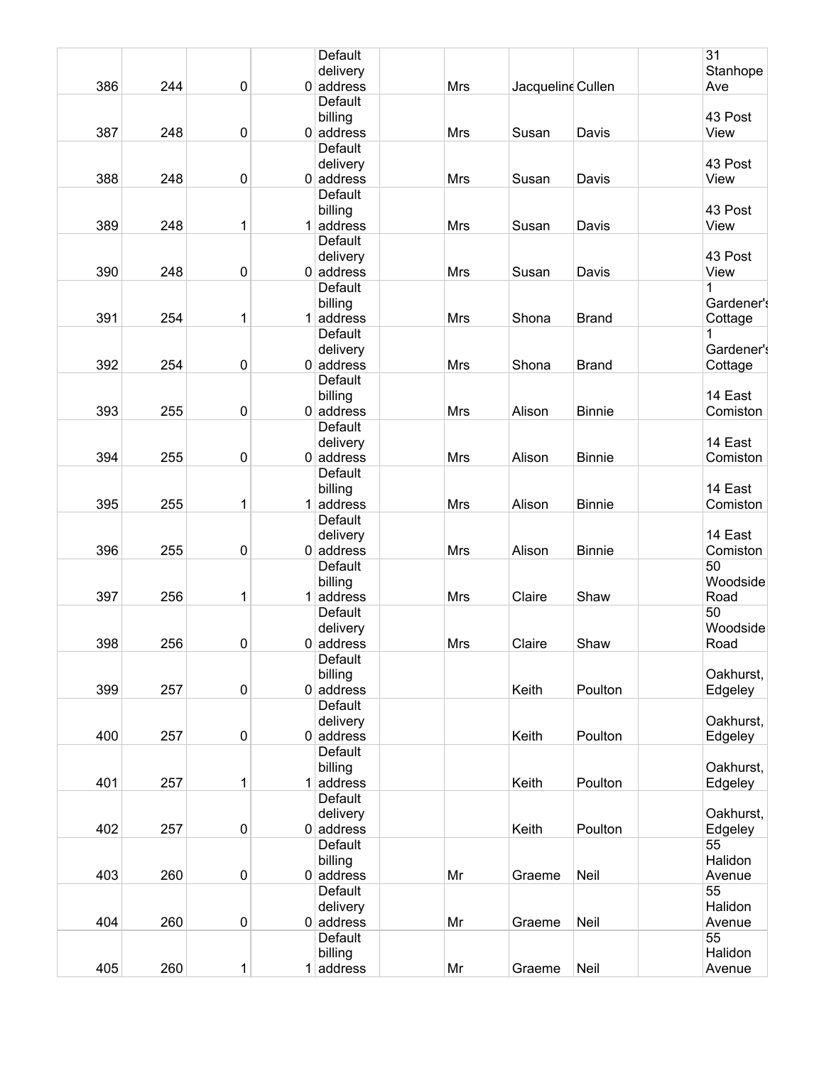| | | | | | | | | | | |
|---|---|---|---|---|---|---|---|---|---|---|
| 386 | 244 | 0 | 0 | Default delivery address | | Mrs | Jacqueline | Cullen | | 31 Stanhope Ave |
| 387 | 248 | 0 | 0 | Default billing address | | Mrs | Susan | Davis | | 43 Post View |
| 388 | 248 | 0 | 0 | Default delivery address | | Mrs | Susan | Davis | | 43 Post View |
| 389 | 248 | 1 | 1 | Default billing address | | Mrs | Susan | Davis | | 43 Post View |
| 390 | 248 | 0 | 0 | Default delivery address | | Mrs | Susan | Davis | | 43 Post View |
| 391 | 254 | 1 | 1 | Default billing address | | Mrs | Shona | Brand | | 1 Gardener's Cottage |
| 392 | 254 | 0 | 0 | Default delivery address | | Mrs | Shona | Brand | | 1 Gardener's Cottage |
| 393 | 255 | 0 | 0 | Default billing address | | Mrs | Alison | Binnie | | 14 East Comiston |
| 394 | 255 | 0 | 0 | Default delivery address | | Mrs | Alison | Binnie | | 14 East Comiston |
| 395 | 255 | 1 | 1 | Default billing address | | Mrs | Alison | Binnie | | 14 East Comiston |
| 396 | 255 | 0 | 0 | Default delivery address | | Mrs | Alison | Binnie | | 14 East Comiston |
| 397 | 256 | 1 | 1 | Default billing address | | Mrs | Claire | Shaw | | 50 Woodside Road |
| 398 | 256 | 0 | 0 | Default delivery address | | Mrs | Claire | Shaw | | 50 Woodside Road |
| 399 | 257 | 0 | 0 | Default billing address | | | Keith | Poulton | | Oakhurst, Edgeley |
| 400 | 257 | 0 | 0 | Default delivery address | | | Keith | Poulton | | Oakhurst, Edgeley |
| 401 | 257 | 1 | 1 | Default billing address | | | Keith | Poulton | | Oakhurst, Edgeley |
| 402 | 257 | 0 | 0 | Default delivery address | | | Keith | Poulton | | Oakhurst, Edgeley |
| 403 | 260 | 0 | 0 | Default billing address | | Mr | Graeme | Neil | | 55 Halidon Avenue |
| 404 | 260 | 0 | 0 | Default delivery address | | Mr | Graeme | Neil | | 55 Halidon Avenue |
| 405 | 260 | 1 | 1 | Default billing address | | Mr | Graeme | Neil | | 55 Halidon Avenue |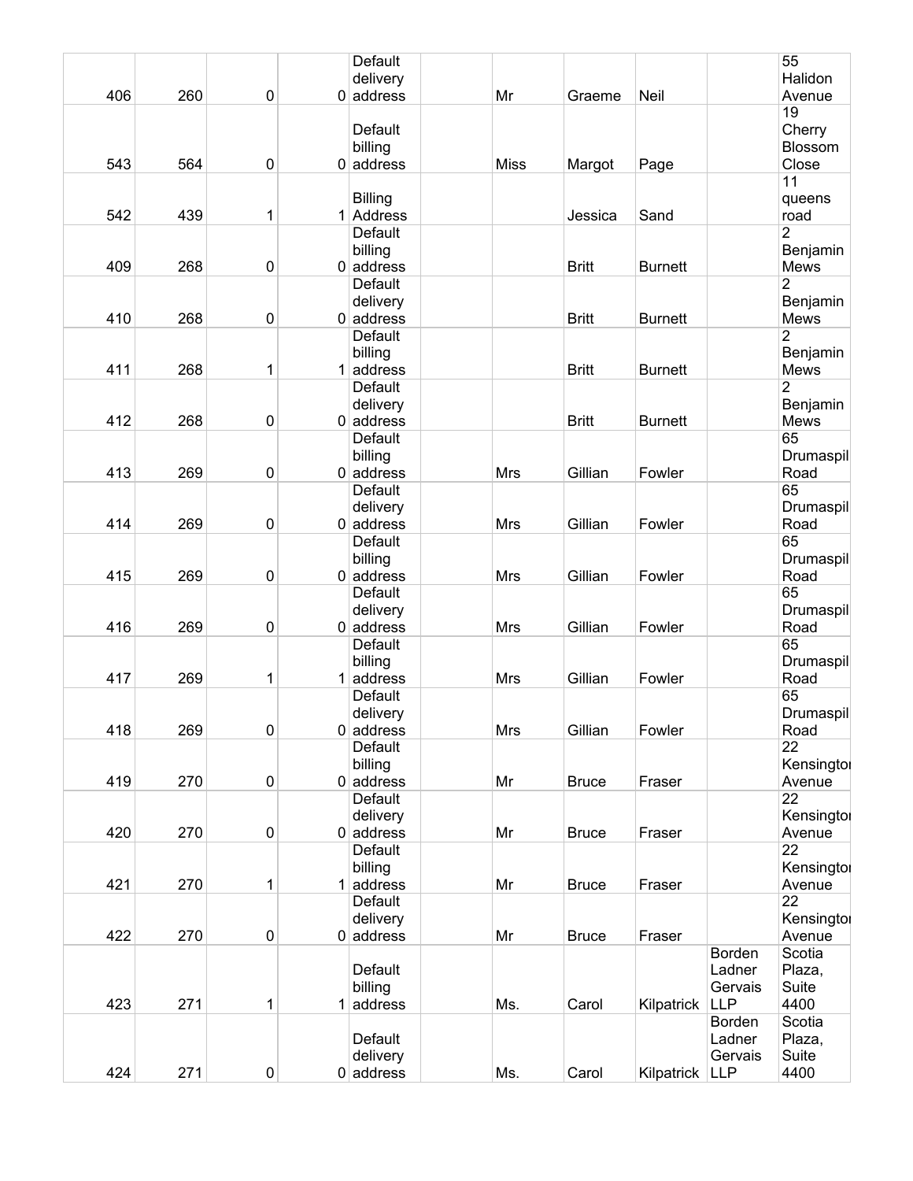|  |  |  |  |  |  |  |  |  |  |  |
|---|---|---|---|---|---|---|---|---|---|---|
| 406 | 260 | 0 | 0 | Default delivery address |  | Mr | Graeme | Neil |  | 55 Halidon Avenue |
| 543 | 564 | 0 | 0 | Default billing address |  | Miss | Margot | Page |  | 19 Cherry Blossom Close |
| 542 | 439 | 1 | 1 | Billing Address |  |  | Jessica | Sand |  | 11 queens road |
| 409 | 268 | 0 | 0 | Default billing address |  |  | Britt | Burnett |  | 2 Benjamin Mews |
| 410 | 268 | 0 | 0 | Default delivery address |  |  | Britt | Burnett |  | 2 Benjamin Mews |
| 411 | 268 | 1 | 1 | Default billing address |  |  | Britt | Burnett |  | 2 Benjamin Mews |
| 412 | 268 | 0 | 0 | Default delivery address |  |  | Britt | Burnett |  | 2 Benjamin Mews |
| 413 | 269 | 0 | 0 | Default billing address |  | Mrs | Gillian | Fowler |  | 65 Drumaspil Road |
| 414 | 269 | 0 | 0 | Default delivery address |  | Mrs | Gillian | Fowler |  | 65 Drumaspil Road |
| 415 | 269 | 0 | 0 | Default billing address |  | Mrs | Gillian | Fowler |  | 65 Drumaspil Road |
| 416 | 269 | 0 | 0 | Default delivery address |  | Mrs | Gillian | Fowler |  | 65 Drumaspil Road |
| 417 | 269 | 1 | 1 | Default billing address |  | Mrs | Gillian | Fowler |  | 65 Drumaspil Road |
| 418 | 269 | 0 | 0 | Default delivery address |  | Mrs | Gillian | Fowler |  | 65 Drumaspil Road |
| 419 | 270 | 0 | 0 | Default billing address |  | Mr | Bruce | Fraser |  | 22 Kensingtor Avenue |
| 420 | 270 | 0 | 0 | Default delivery address |  | Mr | Bruce | Fraser |  | 22 Kensingtor Avenue |
| 421 | 270 | 1 | 1 | Default billing address |  | Mr | Bruce | Fraser |  | 22 Kensingtor Avenue |
| 422 | 270 | 0 | 0 | Default delivery address |  | Mr | Bruce | Fraser |  | 22 Kensingtor Avenue |
| 423 | 271 | 1 | 1 | Default billing address |  | Ms. | Carol | Kilpatrick | Borden Ladner Gervais LLP | Scotia Plaza, Suite 4400 |
| 424 | 271 | 0 | 0 | Default delivery address |  | Ms. | Carol | Kilpatrick | Borden Ladner Gervais LLP | Scotia Plaza, Suite 4400 |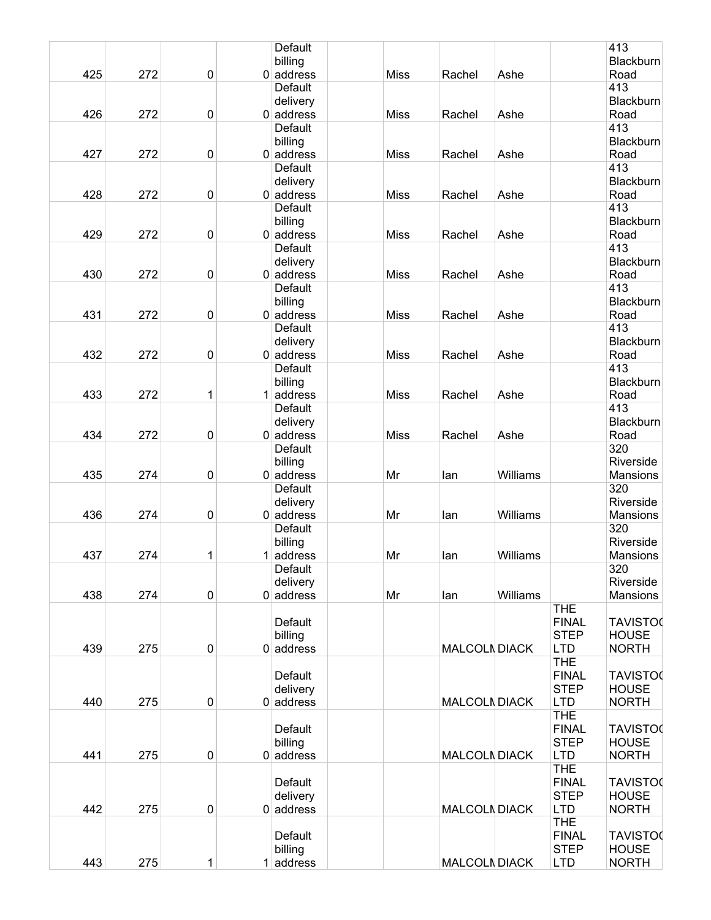| | | | | | | | | | | |
|---|---|---|---|---|---|---|---|---|---|---|
| 425 | 272 | 0 | 0 | Default billing address | | Miss | Rachel | Ashe | | 413 Blackburn Road |
| 426 | 272 | 0 | 0 | Default delivery address | | Miss | Rachel | Ashe | | 413 Blackburn Road |
| 427 | 272 | 0 | 0 | Default billing address | | Miss | Rachel | Ashe | | 413 Blackburn Road |
| 428 | 272 | 0 | 0 | Default delivery address | | Miss | Rachel | Ashe | | 413 Blackburn Road |
| 429 | 272 | 0 | 0 | Default billing address | | Miss | Rachel | Ashe | | 413 Blackburn Road |
| 430 | 272 | 0 | 0 | Default delivery address | | Miss | Rachel | Ashe | | 413 Blackburn Road |
| 431 | 272 | 0 | 0 | Default billing address | | Miss | Rachel | Ashe | | 413 Blackburn Road |
| 432 | 272 | 0 | 0 | Default delivery address | | Miss | Rachel | Ashe | | 413 Blackburn Road |
| 433 | 272 | 1 | 1 | Default billing address | | Miss | Rachel | Ashe | | 413 Blackburn Road |
| 434 | 272 | 0 | 0 | Default delivery address | | Miss | Rachel | Ashe | | 413 Blackburn Road |
| 435 | 274 | 0 | 0 | Default billing address | | Mr | Ian | Williams | | 320 Riverside Mansions |
| 436 | 274 | 0 | 0 | Default delivery address | | Mr | Ian | Williams | | 320 Riverside Mansions |
| 437 | 274 | 1 | 1 | Default billing address | | Mr | Ian | Williams | | 320 Riverside Mansions |
| 438 | 274 | 0 | 0 | Default delivery address | | Mr | Ian | Williams | | 320 Riverside Mansions |
| 439 | 275 | 0 | 0 | Default billing address | | | MALCOLM | DIACK | THE FINAL STEP LTD | TAVISTOCK HOUSE NORTH |
| 440 | 275 | 0 | 0 | Default delivery address | | | MALCOLM | DIACK | THE FINAL STEP LTD | TAVISTOCK HOUSE NORTH |
| 441 | 275 | 0 | 0 | Default billing address | | | MALCOLM | DIACK | THE FINAL STEP LTD | TAVISTOCK HOUSE NORTH |
| 442 | 275 | 0 | 0 | Default delivery address | | | MALCOLM | DIACK | THE FINAL STEP LTD | TAVISTOCK HOUSE NORTH |
| 443 | 275 | 1 | 1 | Default billing address | | | MALCOLM | DIACK | THE FINAL STEP LTD | TAVISTOCK HOUSE NORTH |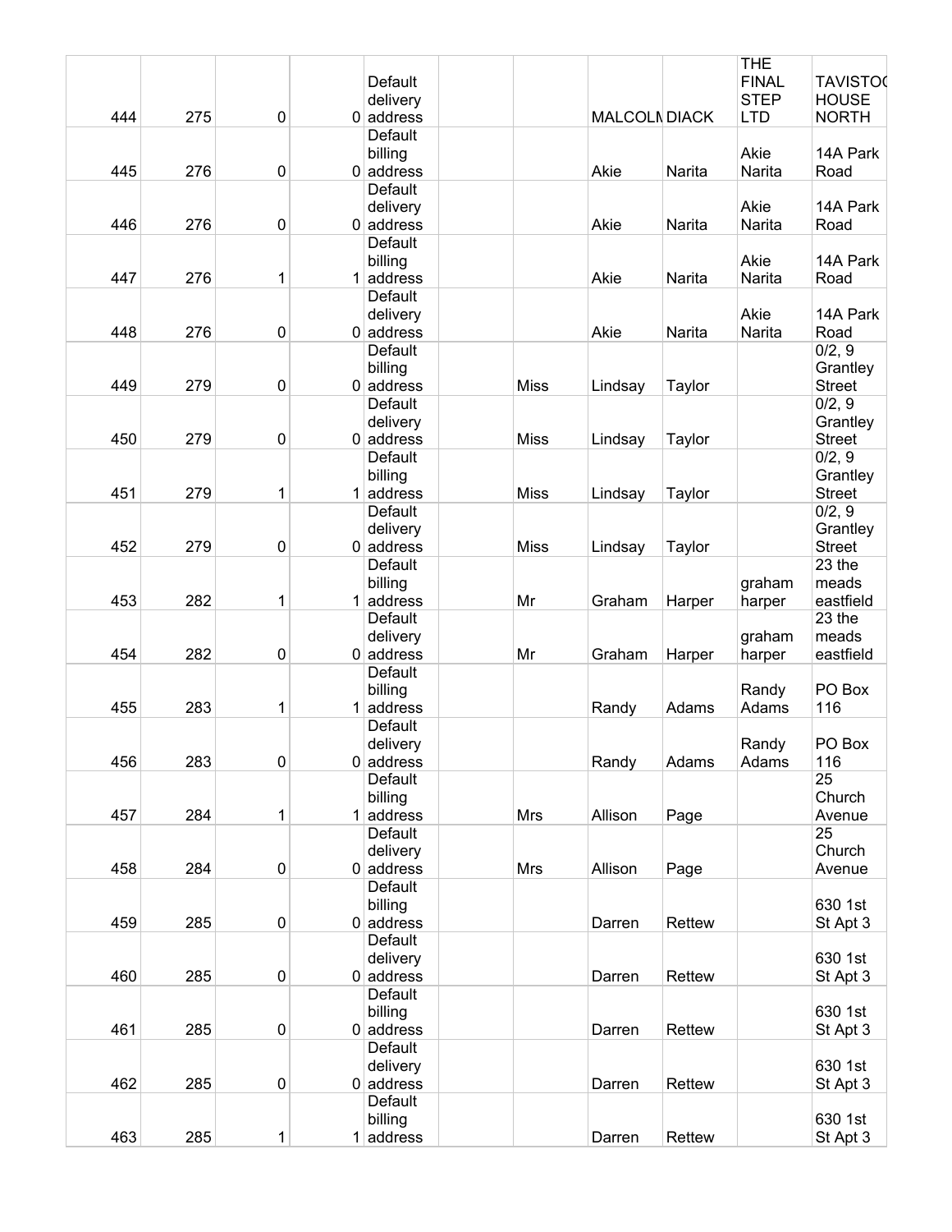| | | | | | | | | | | |
|---|---|---|---|---|---|---|---|---|---|---|
| 444 | 275 | 0 | 0 | Default delivery address | | | MALCOLN | DIACK | THE FINAL STEP LTD | TAVISTOC HOUSE NORTH |
| 445 | 276 | 0 | 0 | Default billing address | | | Akie | Narita | Akie Narita | 14A Park Road |
| 446 | 276 | 0 | 0 | Default delivery address | | | Akie | Narita | Akie Narita | 14A Park Road |
| 447 | 276 | 1 | 1 | Default billing address | | | Akie | Narita | Akie Narita | 14A Park Road |
| 448 | 276 | 0 | 0 | Default delivery address | | | Akie | Narita | Akie Narita | 14A Park Road |
| 449 | 279 | 0 | 0 | Default billing address | | Miss | Lindsay | Taylor | | 0/2, 9 Grantley Street |
| 450 | 279 | 0 | 0 | Default delivery address | | Miss | Lindsay | Taylor | | 0/2, 9 Grantley Street |
| 451 | 279 | 1 | 1 | Default billing address | | Miss | Lindsay | Taylor | | 0/2, 9 Grantley Street |
| 452 | 279 | 0 | 0 | Default delivery address | | Miss | Lindsay | Taylor | | 0/2, 9 Grantley Street |
| 453 | 282 | 1 | 1 | Default billing address | | Mr | Graham | Harper | graham harper | 23 the meads eastfield |
| 454 | 282 | 0 | 0 | Default delivery address | | Mr | Graham | Harper | graham harper | 23 the meads eastfield |
| 455 | 283 | 1 | 1 | Default billing address | | | Randy | Adams | Randy Adams | PO Box 116 |
| 456 | 283 | 0 | 0 | Default delivery address | | | Randy | Adams | Randy Adams | PO Box 116 |
| 457 | 284 | 1 | 1 | Default billing address | | Mrs | Allison | Page | | 25 Church Avenue |
| 458 | 284 | 0 | 0 | Default delivery address | | Mrs | Allison | Page | | 25 Church Avenue |
| 459 | 285 | 0 | 0 | Default billing address | | | Darren | Rettew | | 630 1st St Apt 3 |
| 460 | 285 | 0 | 0 | Default delivery address | | | Darren | Rettew | | 630 1st St Apt 3 |
| 461 | 285 | 0 | 0 | Default billing address | | | Darren | Rettew | | 630 1st St Apt 3 |
| 462 | 285 | 0 | 0 | Default delivery address | | | Darren | Rettew | | 630 1st St Apt 3 |
| 463 | 285 | 1 | 1 | Default billing address | | | Darren | Rettew | | 630 1st St Apt 3 |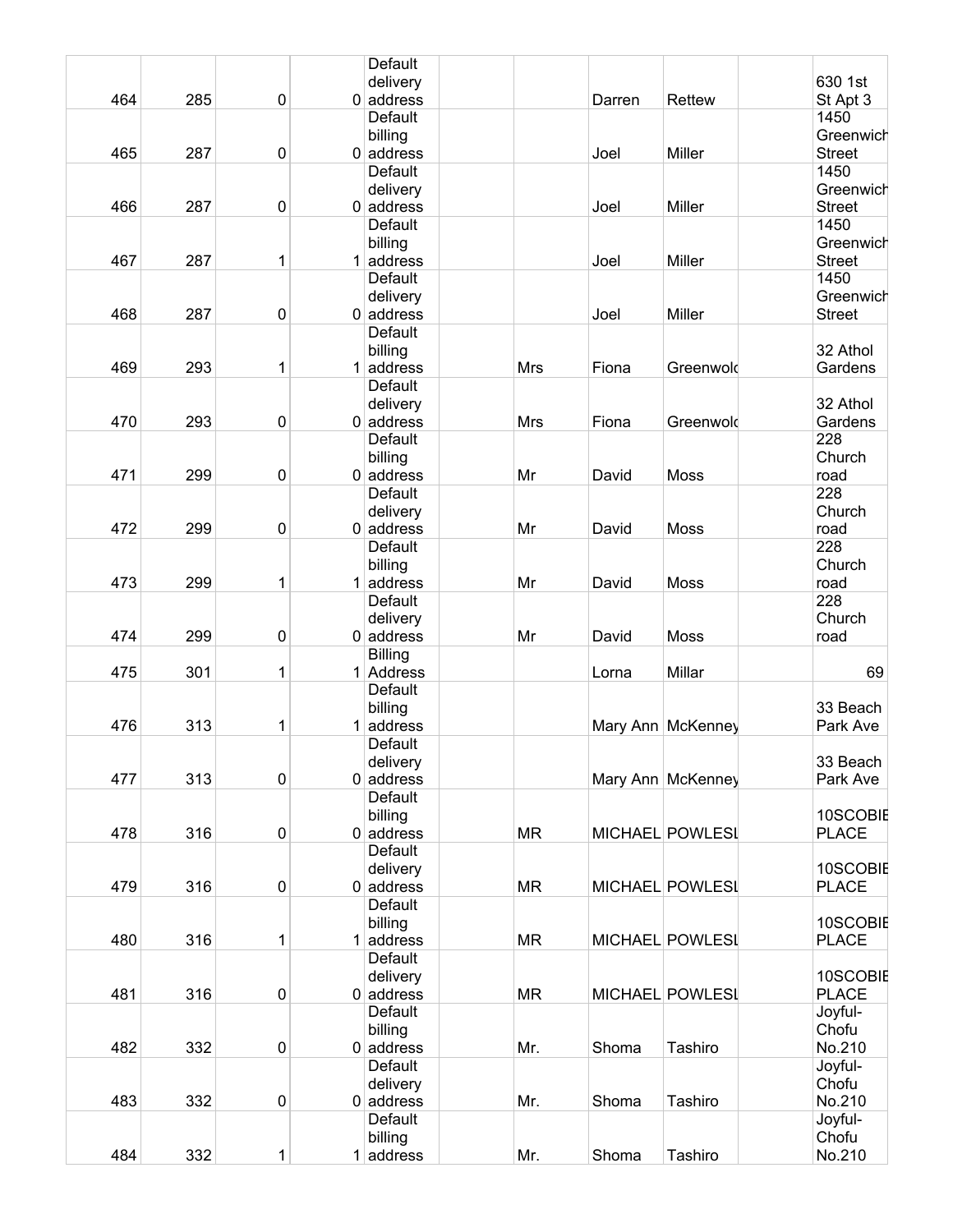| | | | | | | | | | | |
|---|---|---|---|---|---|---|---|---|---|---|
| 464 | 285 | 0 | 0 | Default delivery address | | | Darren | Rettew | | 630 1st St Apt 3 |
| 465 | 287 | 0 | 0 | Default billing address | | | Joel | Miller | | 1450 Greenwich Street |
| 466 | 287 | 0 | 0 | Default delivery address | | | Joel | Miller | | 1450 Greenwich Street |
| 467 | 287 | 1 | 1 | Default billing address | | | Joel | Miller | | 1450 Greenwich Street |
| 468 | 287 | 0 | 0 | Default delivery address | | | Joel | Miller | | 1450 Greenwich Street |
| 469 | 293 | 1 | 1 | Default billing address | | Mrs | Fiona | Greenwold | | 32 Athol Gardens |
| 470 | 293 | 0 | 0 | Default delivery address | | Mrs | Fiona | Greenwold | | 32 Athol Gardens |
| 471 | 299 | 0 | 0 | Default billing address | | Mr | David | Moss | | 228 Church road |
| 472 | 299 | 0 | 0 | Default delivery address | | Mr | David | Moss | | 228 Church road |
| 473 | 299 | 1 | 1 | Default billing address | | Mr | David | Moss | | 228 Church road |
| 474 | 299 | 0 | 0 | Default delivery address | | Mr | David | Moss | | 228 Church road |
| 475 | 301 | 1 | 1 | Billing Address | | | Lorna | Millar | | 69 |
| 476 | 313 | 1 | 1 | Default billing address | | | Mary Ann | McKenney | | 33 Beach Park Ave |
| 477 | 313 | 0 | 0 | Default delivery address | | | Mary Ann | McKenney | | 33 Beach Park Ave |
| 478 | 316 | 0 | 0 | Default billing address | | MR | MICHAEL | POWLESL | | 10SCOBIE PLACE |
| 479 | 316 | 0 | 0 | Default delivery address | | MR | MICHAEL | POWLESL | | 10SCOBIE PLACE |
| 480 | 316 | 1 | 1 | Default billing address | | MR | MICHAEL | POWLESL | | 10SCOBIE PLACE |
| 481 | 316 | 0 | 0 | Default delivery address | | MR | MICHAEL | POWLESL | | 10SCOBIE PLACE |
| 482 | 332 | 0 | 0 | Default billing address | | Mr. | Shoma | Tashiro | | Joyful-Chofu No.210 |
| 483 | 332 | 0 | 0 | Default delivery address | | Mr. | Shoma | Tashiro | | Joyful-Chofu No.210 |
| 484 | 332 | 1 | 1 | Default billing address | | Mr. | Shoma | Tashiro | | Joyful-Chofu No.210 |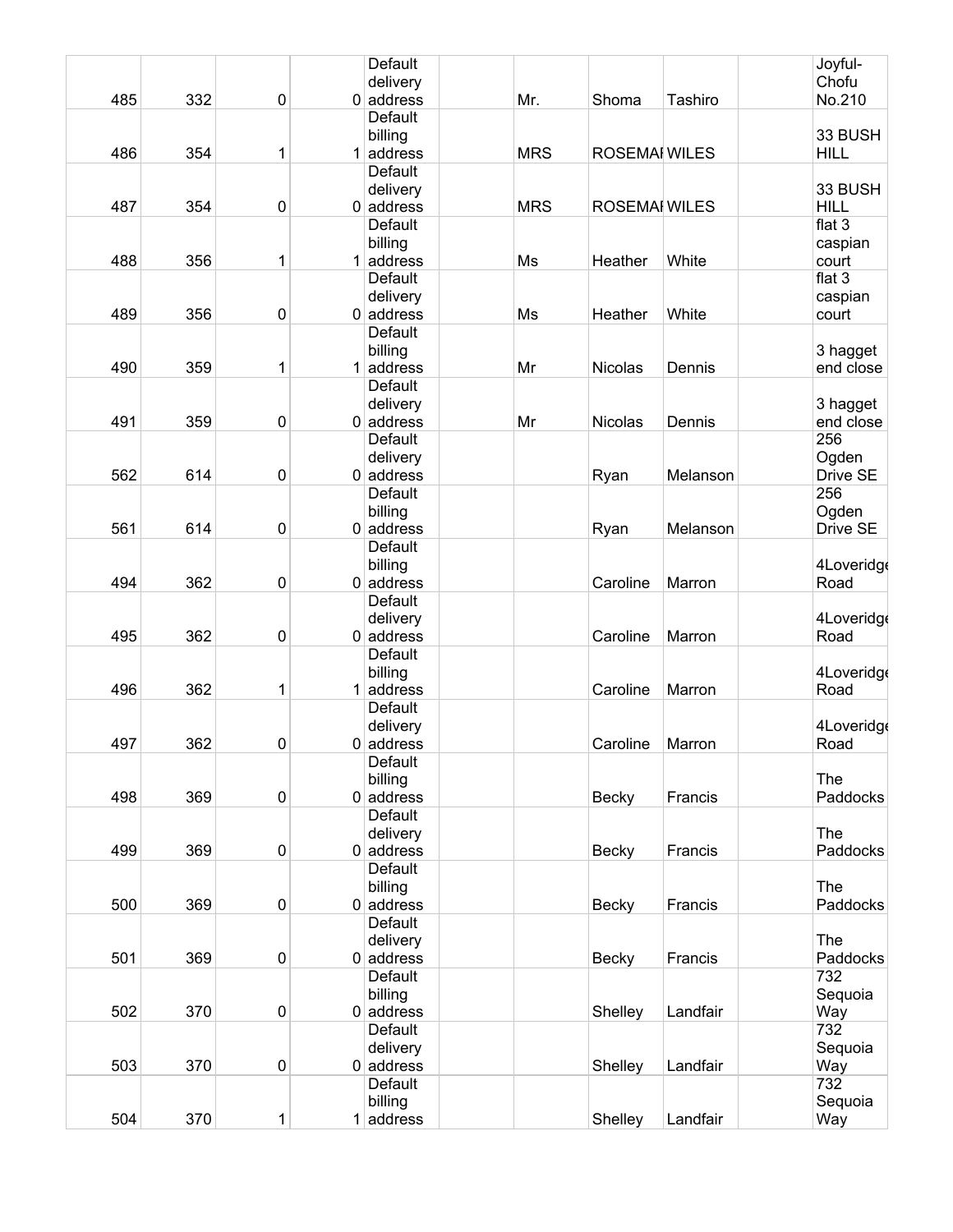| | | | | | | | | | | |
|---|---|---|---|---|---|---|---|---|---|---|
| 485 | 332 | 0 | 0 | Default delivery address | | Mr. | Shoma | Tashiro | | Joyful-Chofu No.210 |
| 486 | 354 | 1 | 1 | Default billing address | | MRS | ROSEMAI | WILES | | 33 BUSH HILL |
| 487 | 354 | 0 | 0 | Default delivery address | | MRS | ROSEMAI | WILES | | 33 BUSH HILL |
| 488 | 356 | 1 | 1 | Default billing address | | Ms | Heather | White | | flat 3 caspian court |
| 489 | 356 | 0 | 0 | Default delivery address | | Ms | Heather | White | | flat 3 caspian court |
| 490 | 359 | 1 | 1 | Default billing address | | Mr | Nicolas | Dennis | | 3 hagget end close |
| 491 | 359 | 0 | 0 | Default delivery address | | Mr | Nicolas | Dennis | | 3 hagget end close |
| 562 | 614 | 0 | 0 | Default delivery address | | | Ryan | Melanson | | 256 Ogden Drive SE |
| 561 | 614 | 0 | 0 | Default billing address | | | Ryan | Melanson | | 256 Ogden Drive SE |
| 494 | 362 | 0 | 0 | Default billing address | | | Caroline | Marron | | 4Loveridge Road |
| 495 | 362 | 0 | 0 | Default delivery address | | | Caroline | Marron | | 4Loveridge Road |
| 496 | 362 | 1 | 1 | Default billing address | | | Caroline | Marron | | 4Loveridge Road |
| 497 | 362 | 0 | 0 | Default delivery address | | | Caroline | Marron | | 4Loveridge Road |
| 498 | 369 | 0 | 0 | Default billing address | | | Becky | Francis | | The Paddocks |
| 499 | 369 | 0 | 0 | Default delivery address | | | Becky | Francis | | The Paddocks |
| 500 | 369 | 0 | 0 | Default billing address | | | Becky | Francis | | The Paddocks |
| 501 | 369 | 0 | 0 | Default delivery address | | | Becky | Francis | | The Paddocks |
| 502 | 370 | 0 | 0 | Default billing address | | | Shelley | Landfair | | 732 Sequoia Way |
| 503 | 370 | 0 | 0 | Default delivery address | | | Shelley | Landfair | | 732 Sequoia Way |
| 504 | 370 | 1 | 1 | Default billing address | | | Shelley | Landfair | | 732 Sequoia Way |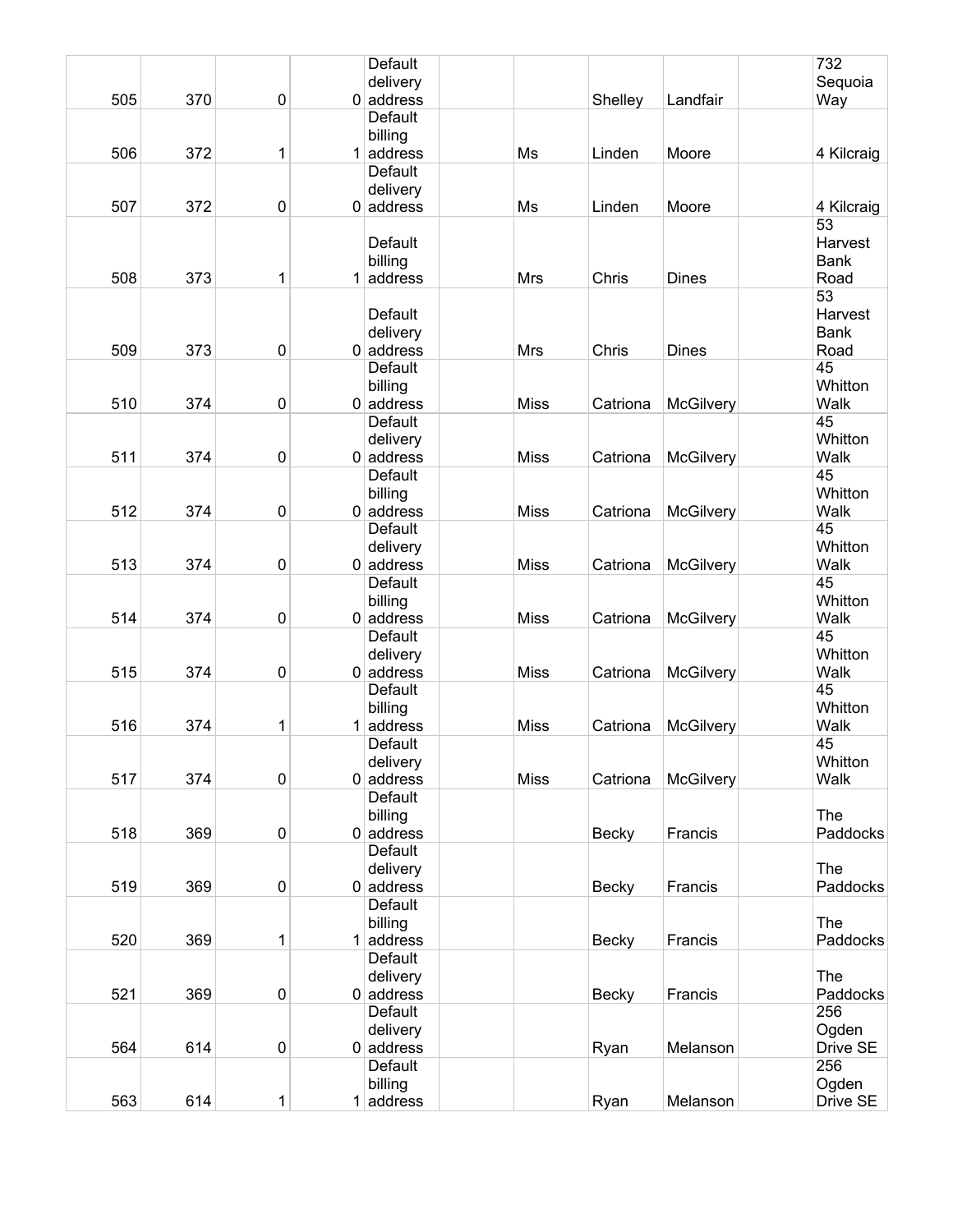| | | | | | | | | | | |
|---|---|---|---|---|---|---|---|---|---|---|
| 505 | 370 | 0 | 0 | Default delivery address | | | Shelley | Landfair | | 732 Sequoia Way |
| 506 | 372 | 1 | 1 | Default billing address | | Ms | Linden | Moore | | 4 Kilcraig |
| 507 | 372 | 0 | 0 | Default delivery address | | Ms | Linden | Moore | | 4 Kilcraig |
| 508 | 373 | 1 | 1 | Default billing address | | Mrs | Chris | Dines | | 53 Harvest Bank Road |
| 509 | 373 | 0 | 0 | Default delivery address | | Mrs | Chris | Dines | | 53 Harvest Bank Road |
| 510 | 374 | 0 | 0 | Default billing address | | Miss | Catriona | McGilvery | | 45 Whitton Walk |
| 511 | 374 | 0 | 0 | Default delivery address | | Miss | Catriona | McGilvery | | 45 Whitton Walk |
| 512 | 374 | 0 | 0 | Default billing address | | Miss | Catriona | McGilvery | | 45 Whitton Walk |
| 513 | 374 | 0 | 0 | Default delivery address | | Miss | Catriona | McGilvery | | 45 Whitton Walk |
| 514 | 374 | 0 | 0 | Default billing address | | Miss | Catriona | McGilvery | | 45 Whitton Walk |
| 515 | 374 | 0 | 0 | Default delivery address | | Miss | Catriona | McGilvery | | 45 Whitton Walk |
| 516 | 374 | 1 | 1 | Default billing address | | Miss | Catriona | McGilvery | | 45 Whitton Walk |
| 517 | 374 | 0 | 0 | Default delivery address | | Miss | Catriona | McGilvery | | 45 Whitton Walk |
| 518 | 369 | 0 | 0 | Default billing address | | | Becky | Francis | | The Paddocks |
| 519 | 369 | 0 | 0 | Default delivery address | | | Becky | Francis | | The Paddocks |
| 520 | 369 | 1 | 1 | Default billing address | | | Becky | Francis | | The Paddocks |
| 521 | 369 | 0 | 0 | Default delivery address | | | Becky | Francis | | The Paddocks |
| 564 | 614 | 0 | 0 | Default delivery address | | | Ryan | Melanson | | 256 Ogden Drive SE |
| 563 | 614 | 1 | 1 | Default billing address | | | Ryan | Melanson | | 256 Ogden Drive SE |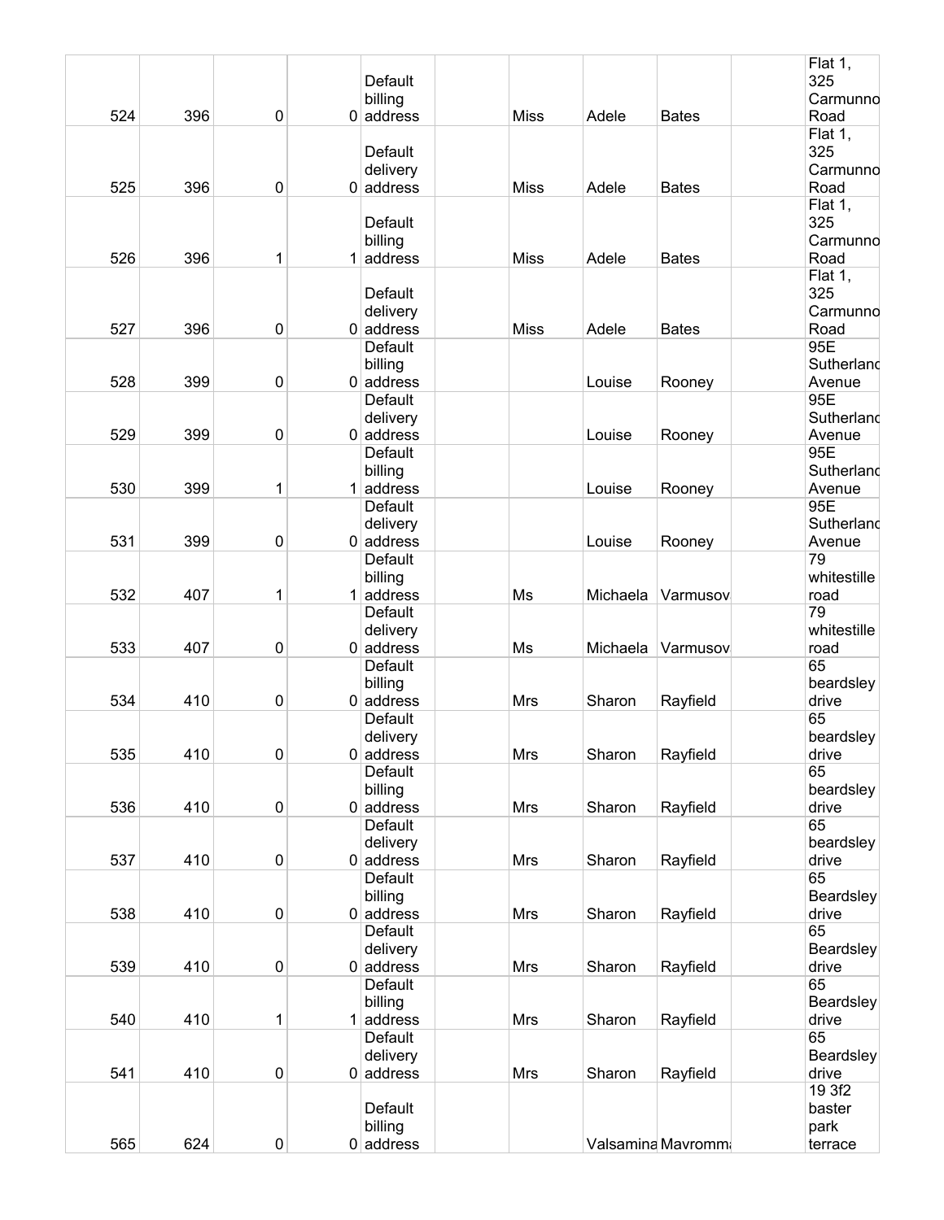| | | | | | | | | | | |
|---|---|---|---|---|---|---|---|---|---|---|
| 524 | 396 | 0 | 0 | Default billing address | | Miss | Adele | Bates | | Flat 1, 325 Carmunno Road |
| 525 | 396 | 0 | 0 | Default delivery address | | Miss | Adele | Bates | | Flat 1, 325 Carmunno Road |
| 526 | 396 | 1 | 1 | Default billing address | | Miss | Adele | Bates | | Flat 1, 325 Carmunno Road |
| 527 | 396 | 0 | 0 | Default delivery address | | Miss | Adele | Bates | | Flat 1, 325 Carmunno Road |
| 528 | 399 | 0 | 0 | Default billing address | | | Louise | Rooney | | 95E Sutherland Avenue |
| 529 | 399 | 0 | 0 | Default delivery address | | | Louise | Rooney | | 95E Sutherland Avenue |
| 530 | 399 | 1 | 1 | Default billing address | | | Louise | Rooney | | 95E Sutherland Avenue |
| 531 | 399 | 0 | 0 | Default delivery address | | | Louise | Rooney | | 95E Sutherland Avenue |
| 532 | 407 | 1 | 1 | Default billing address | | Ms | Michaela | Varmusov | | 79 whitestille road |
| 533 | 407 | 0 | 0 | Default delivery address | | Ms | Michaela | Varmusov | | 79 whitestille road |
| 534 | 410 | 0 | 0 | Default billing address | | Mrs | Sharon | Rayfield | | 65 beardsley drive |
| 535 | 410 | 0 | 0 | Default delivery address | | Mrs | Sharon | Rayfield | | 65 beardsley drive |
| 536 | 410 | 0 | 0 | Default billing address | | Mrs | Sharon | Rayfield | | 65 beardsley drive |
| 537 | 410 | 0 | 0 | Default delivery address | | Mrs | Sharon | Rayfield | | 65 beardsley drive |
| 538 | 410 | 0 | 0 | Default billing address | | Mrs | Sharon | Rayfield | | 65 Beardsley drive |
| 539 | 410 | 0 | 0 | Default delivery address | | Mrs | Sharon | Rayfield | | 65 Beardsley drive |
| 540 | 410 | 1 | 1 | Default billing address | | Mrs | Sharon | Rayfield | | 65 Beardsley drive |
| 541 | 410 | 0 | 0 | Default delivery address | | Mrs | Sharon | Rayfield | | 65 Beardsley drive |
| 565 | 624 | 0 | 0 | Default billing address | | | Valsamina | Mavromm | | 19 3f2 baster park terrace |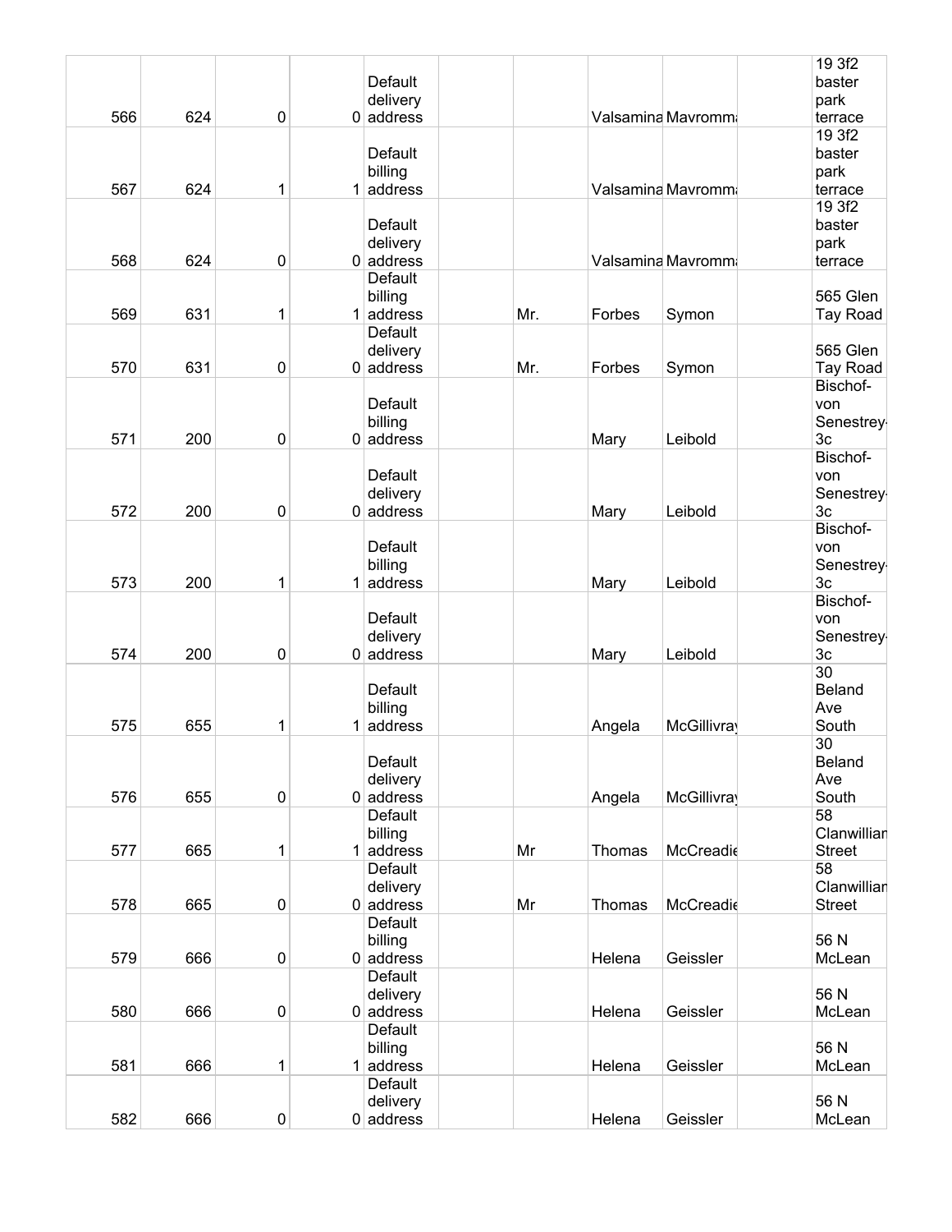| | | | | | | | | | | |
|---|---|---|---|---|---|---|---|---|---|---|
| 566 | 624 | 0 | 0 | Default delivery address | | | Valsamina | Mavromm | | 19 3f2 baster park terrace |
| 567 | 624 | 1 | 1 | Default billing address | | | Valsamina | Mavromm | | 19 3f2 baster park terrace |
| 568 | 624 | 0 | 0 | Default delivery address | | | Valsamina | Mavromm | | 19 3f2 baster park terrace |
| 569 | 631 | 1 | 1 | Default billing address | | Mr. | Forbes | Symon | | 565 Glen Tay Road |
| 570 | 631 | 0 | 0 | Default delivery address | | Mr. | Forbes | Symon | | 565 Glen Tay Road |
| 571 | 200 | 0 | 0 | Default billing address | | | Mary | Leibold | | Bischof-von Senestrey-3c |
| 572 | 200 | 0 | 0 | Default delivery address | | | Mary | Leibold | | Bischof-von Senestrey-3c |
| 573 | 200 | 1 | 1 | Default billing address | | | Mary | Leibold | | Bischof-von Senestrey-3c |
| 574 | 200 | 0 | 0 | Default delivery address | | | Mary | Leibold | | Bischof-von Senestrey-3c |
| 575 | 655 | 1 | 1 | Default billing address | | | Angela | McGillivray | | 30 Beland Ave South |
| 576 | 655 | 0 | 0 | Default delivery address | | | Angela | McGillivray | | 30 Beland Ave South |
| 577 | 665 | 1 | 1 | Default billing address | | Mr | Thomas | McCreadie | | 58 Clanwilliam Street |
| 578 | 665 | 0 | 0 | Default delivery address | | Mr | Thomas | McCreadie | | 58 Clanwilliam Street |
| 579 | 666 | 0 | 0 | Default billing address | | | Helena | Geissler | | 56 N McLean |
| 580 | 666 | 0 | 0 | Default delivery address | | | Helena | Geissler | | 56 N McLean |
| 581 | 666 | 1 | 1 | Default billing address | | | Helena | Geissler | | 56 N McLean |
| 582 | 666 | 0 | 0 | Default delivery address | | | Helena | Geissler | | 56 N McLean |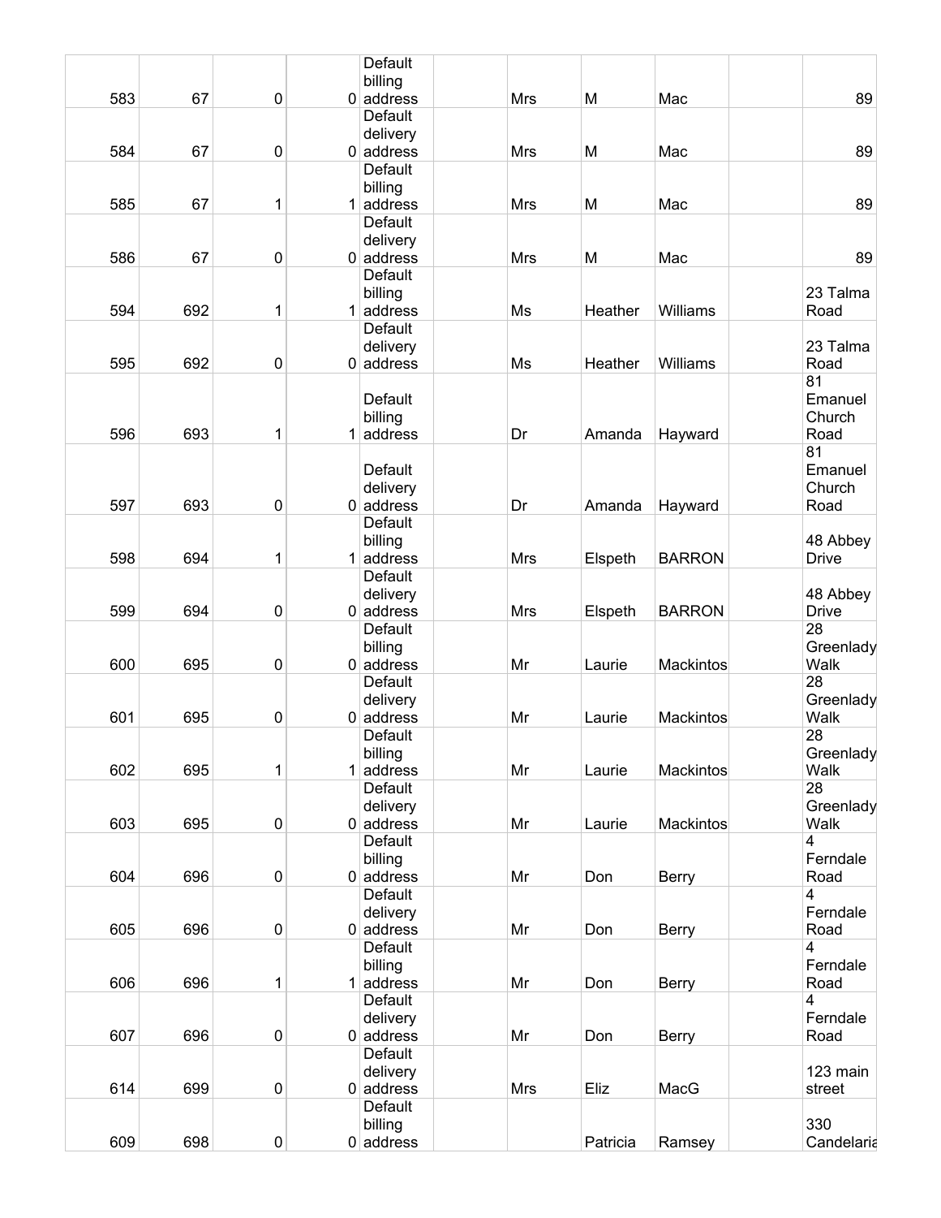| | | | | | | | | | | |
|---|---|---|---|---|---|---|---|---|---|---|
| 583 | 67 | 0 | 0 | Default billing address | | Mrs | M | Mac | | 89 |
| 584 | 67 | 0 | 0 | Default delivery address | | Mrs | M | Mac | | 89 |
| 585 | 67 | 1 | 1 | Default billing address | | Mrs | M | Mac | | 89 |
| 586 | 67 | 0 | 0 | Default delivery address | | Mrs | M | Mac | | 89 |
| 594 | 692 | 1 | 1 | Default billing address | | Ms | Heather | Williams | | 23 Talma Road |
| 595 | 692 | 0 | 0 | Default delivery address | | Ms | Heather | Williams | | 23 Talma Road |
| 596 | 693 | 1 | 1 | Default billing address | | Dr | Amanda | Hayward | | 81 Emanuel Church Road |
| 597 | 693 | 0 | 0 | Default delivery address | | Dr | Amanda | Hayward | | 81 Emanuel Church Road |
| 598 | 694 | 1 | 1 | Default billing address | | Mrs | Elspeth | BARRON | | 48 Abbey Drive |
| 599 | 694 | 0 | 0 | Default delivery address | | Mrs | Elspeth | BARRON | | 48 Abbey Drive |
| 600 | 695 | 0 | 0 | Default billing address | | Mr | Laurie | Mackintos | | 28 Greenlady Walk |
| 601 | 695 | 0 | 0 | Default delivery address | | Mr | Laurie | Mackintos | | 28 Greenlady Walk |
| 602 | 695 | 1 | 1 | Default billing address | | Mr | Laurie | Mackintos | | 28 Greenlady Walk |
| 603 | 695 | 0 | 0 | Default delivery address | | Mr | Laurie | Mackintos | | 28 Greenlady Walk |
| 604 | 696 | 0 | 0 | Default billing address | | Mr | Don | Berry | | 4 Ferndale Road |
| 605 | 696 | 0 | 0 | Default delivery address | | Mr | Don | Berry | | 4 Ferndale Road |
| 606 | 696 | 1 | 1 | Default billing address | | Mr | Don | Berry | | 4 Ferndale Road |
| 607 | 696 | 0 | 0 | Default delivery address | | Mr | Don | Berry | | 4 Ferndale Road |
| 614 | 699 | 0 | 0 | Default delivery address | | Mrs | Eliz | MacG | | 123 main street |
| 609 | 698 | 0 | 0 | Default billing address | | | Patricia | Ramsey | | 330 Candelaria |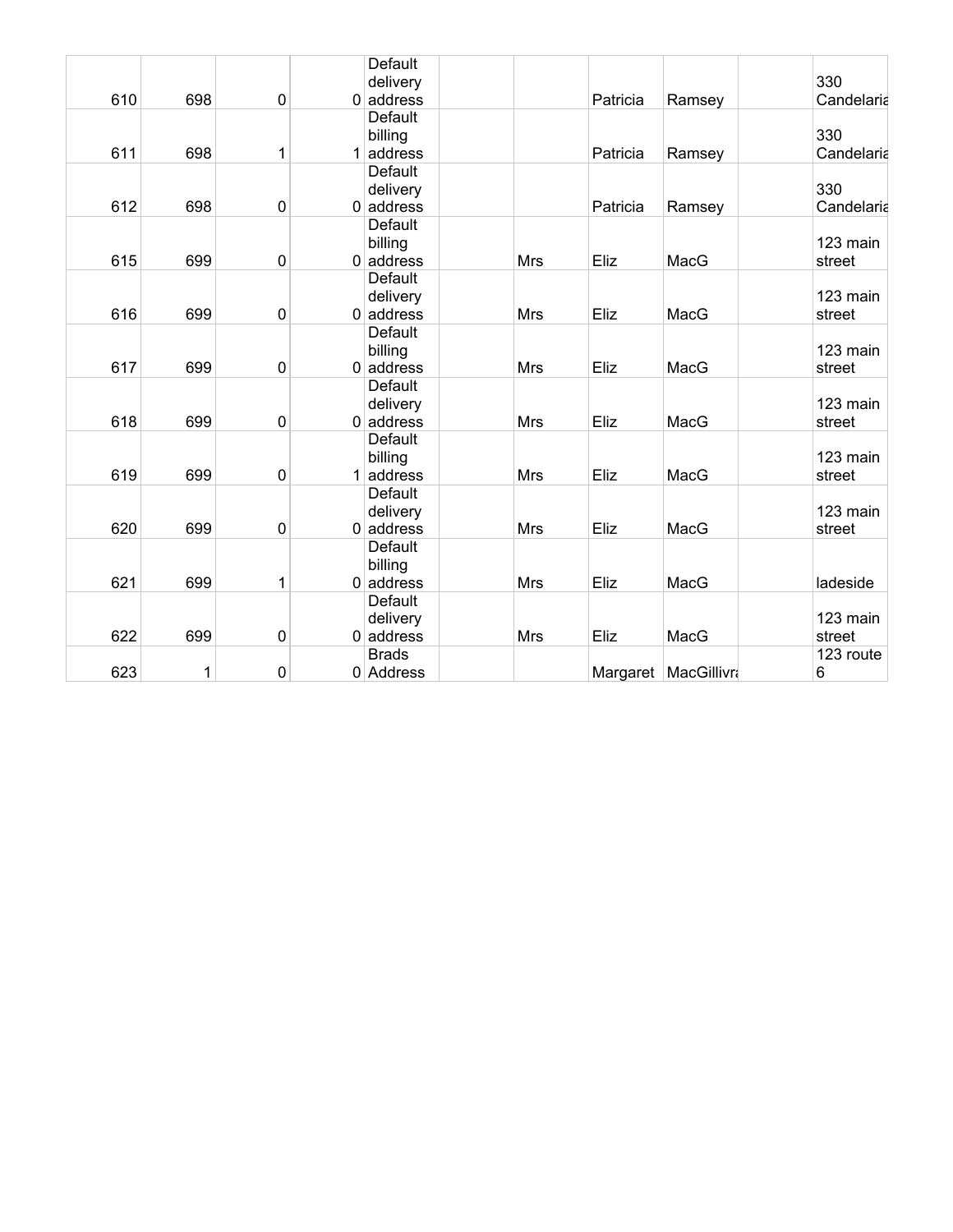| | | | | | | | | | | |
|---|---|---|---|---|---|---|---|---|---|---|
| 610 | 698 | 0 | 0 | Default delivery address | | | Patricia | Ramsey | | 330 Candelaria |
| 611 | 698 | 1 | 1 | Default billing address | | | Patricia | Ramsey | | 330 Candelaria |
| 612 | 698 | 0 | 0 | Default delivery address | | | Patricia | Ramsey | | 330 Candelaria |
| 615 | 699 | 0 | 0 | Default billing address | | Mrs | Eliz | MacG | | 123 main street |
| 616 | 699 | 0 | 0 | Default delivery address | | Mrs | Eliz | MacG | | 123 main street |
| 617 | 699 | 0 | 0 | Default billing address | | Mrs | Eliz | MacG | | 123 main street |
| 618 | 699 | 0 | 0 | Default delivery address | | Mrs | Eliz | MacG | | 123 main street |
| 619 | 699 | 0 | 1 | Default billing address | | Mrs | Eliz | MacG | | 123 main street |
| 620 | 699 | 0 | 0 | Default delivery address | | Mrs | Eliz | MacG | | 123 main street |
| 621 | 699 | 1 | 0 | Default billing address | | Mrs | Eliz | MacG | | ladeside |
| 622 | 699 | 0 | 0 | Default delivery address | | Mrs | Eliz | MacG | | 123 main street |
| 623 | 1 | 0 | 0 | Brads Address | | | Margaret | MacGillivr | | 123 route 6 |